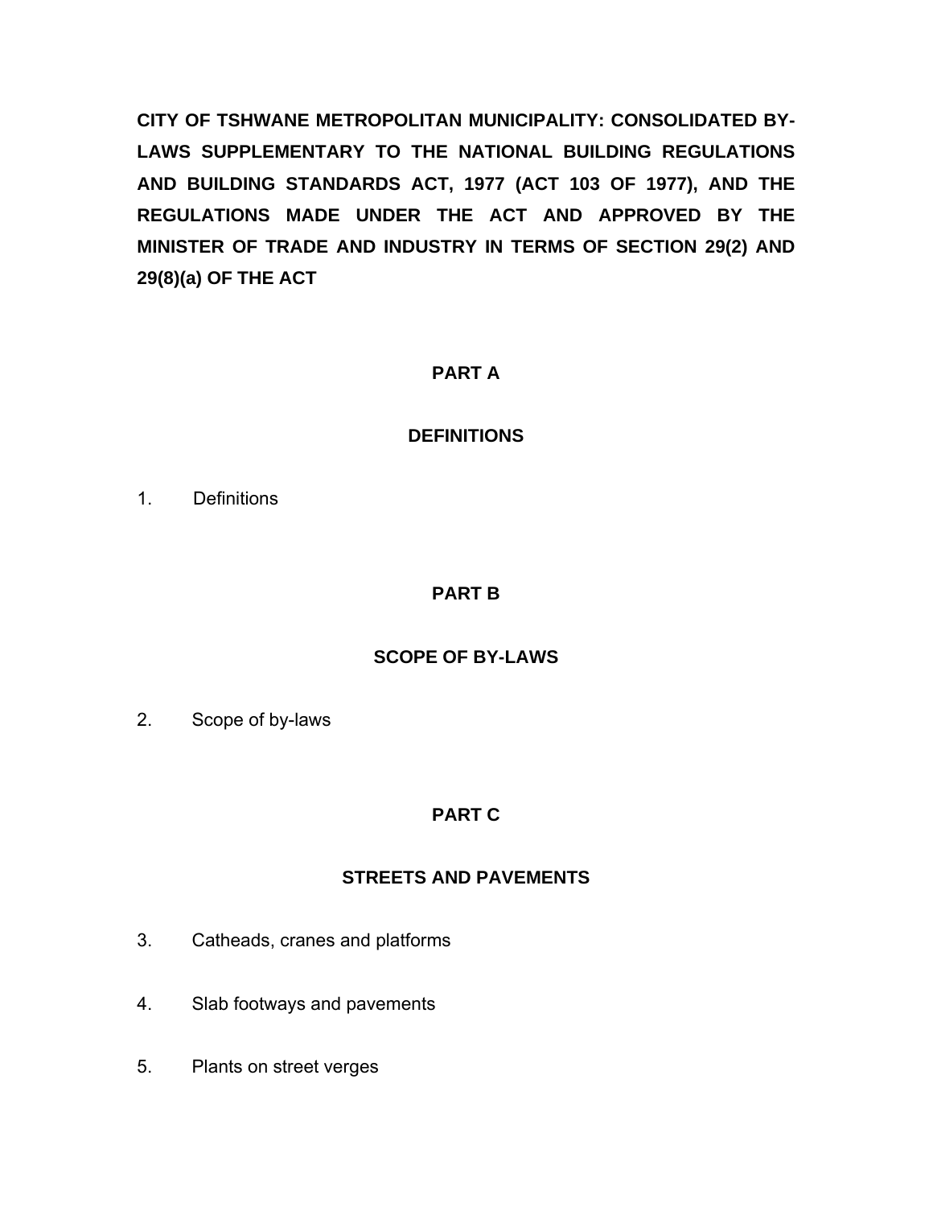**CITY OF TSHWANE METROPOLITAN MUNICIPALITY: CONSOLIDATED BY-LAWS SUPPLEMENTARY TO THE NATIONAL BUILDING REGULATIONS AND BUILDING STANDARDS ACT, 1977 (ACT 103 OF 1977), AND THE REGULATIONS MADE UNDER THE ACT AND APPROVED BY THE MINISTER OF TRADE AND INDUSTRY IN TERMS OF SECTION 29(2) AND 29(8)(a) OF THE ACT**

## PART A

## DEFINITIONS

1. Definitions

## PART B

## SCOPE OF BY-LAWS

2. Scope of by-laws

## PART C

## STREETS AND PAVEMENTS

3. Catheads, cranes and platforms

4. Slab footways and pavements

5. Plants on street verges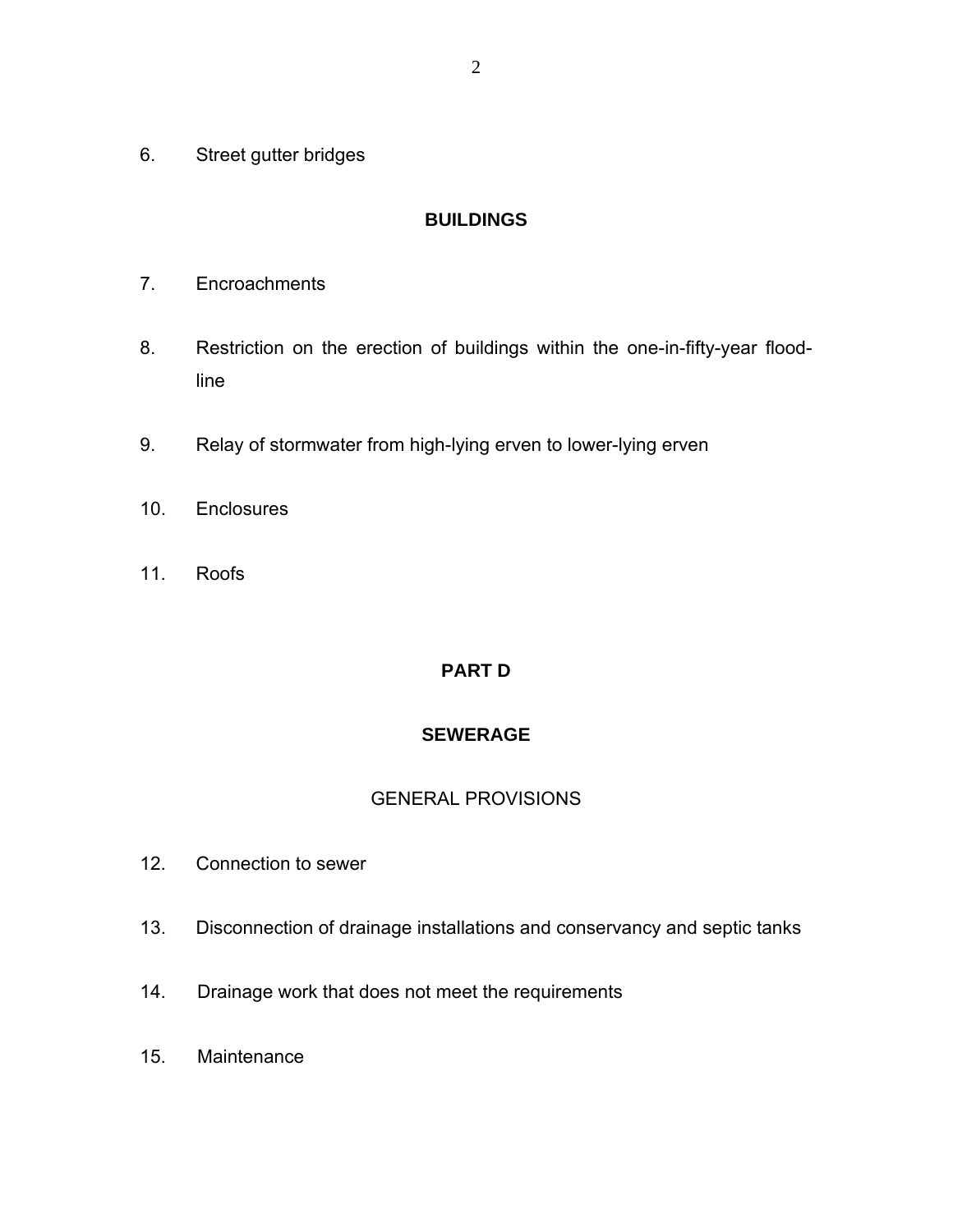6. Street gutter bridges

## BUILDINGS

7. Encroachments

8. Restriction on the erection of buildings within the one-in-fifty-year flood-line

9. Relay of stormwater from high-lying erven to lower-lying erven

10. Enclosures

11. Roofs

## PART D

## SEWERAGE

### GENERAL PROVISIONS

12. Connection to sewer

13. Disconnection of drainage installations and conservancy and septic tanks

14. Drainage work that does not meet the requirements

15. Maintenance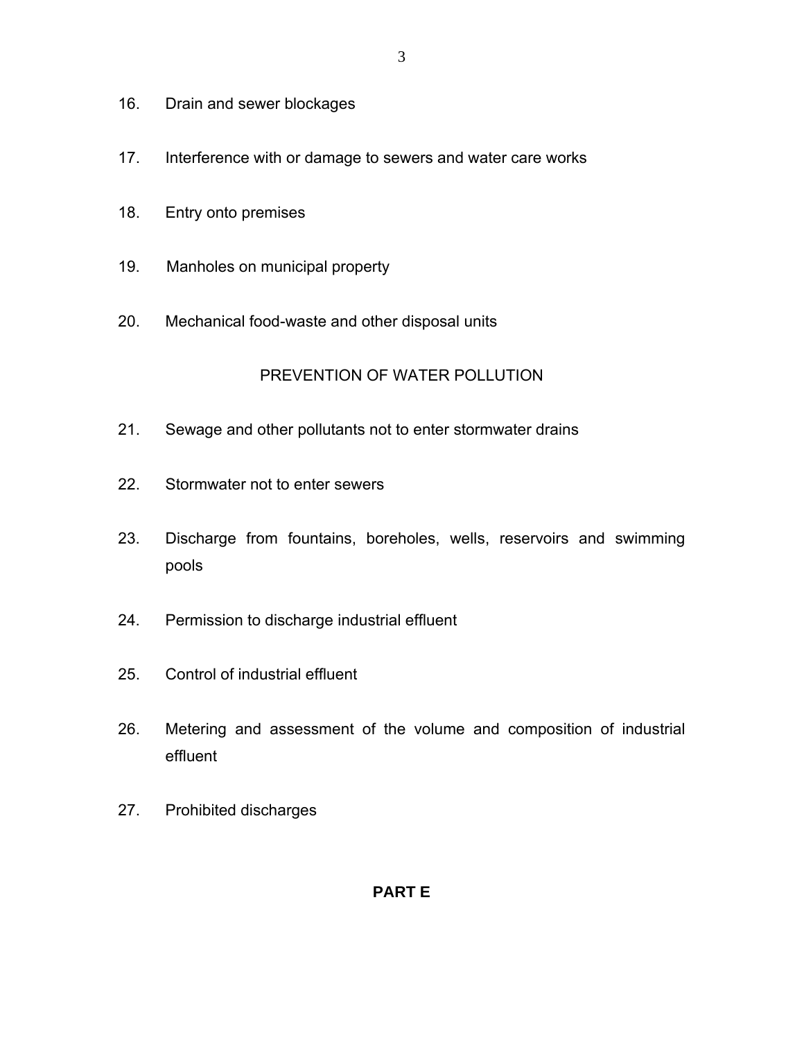16. Drain and sewer blockages

17. Interference with or damage to sewers and water care works

18. Entry onto premises

19. Manholes on municipal property

20. Mechanical food-waste and other disposal units

PREVENTION OF WATER POLLUTION

21. Sewage and other pollutants not to enter stormwater drains

22. Stormwater not to enter sewers

23. Discharge from fountains, boreholes, wells, reservoirs and swimming pools

24. Permission to discharge industrial effluent

25. Control of industrial effluent

26. Metering and assessment of the volume and composition of industrial effluent

27. Prohibited discharges

**PART E**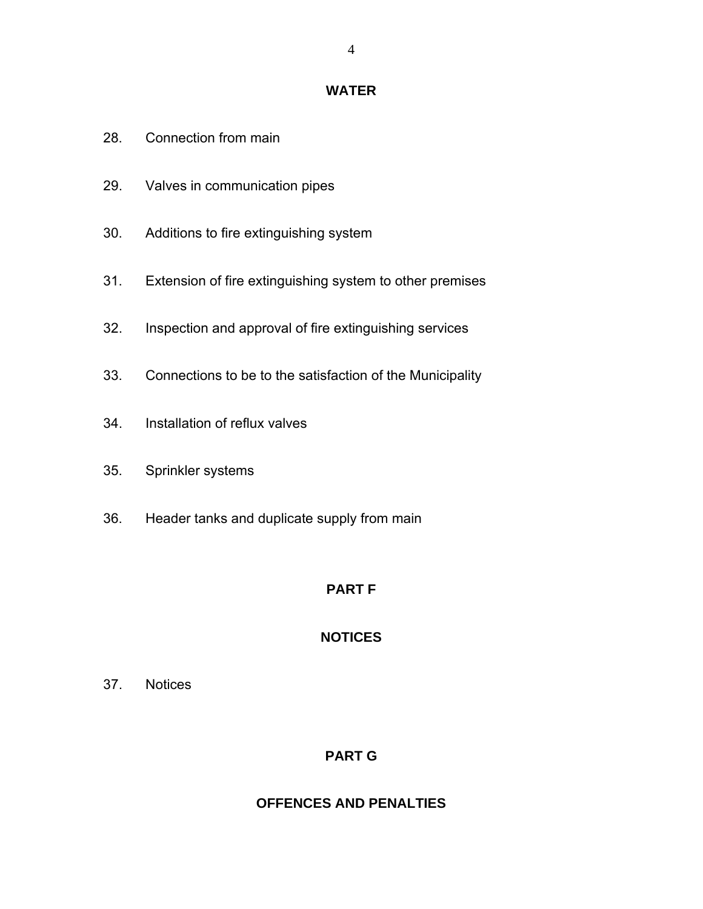## WATER

28. Connection from main

29. Valves in communication pipes

30. Additions to fire extinguishing system

31. Extension of fire extinguishing system to other premises

32. Inspection and approval of fire extinguishing services

33. Connections to be to the satisfaction of the Municipality

34. Installation of reflux valves

35. Sprinkler systems

36. Header tanks and duplicate supply from main

## PART F

## NOTICES

37. Notices

## PART G

## OFFENCES AND PENALTIES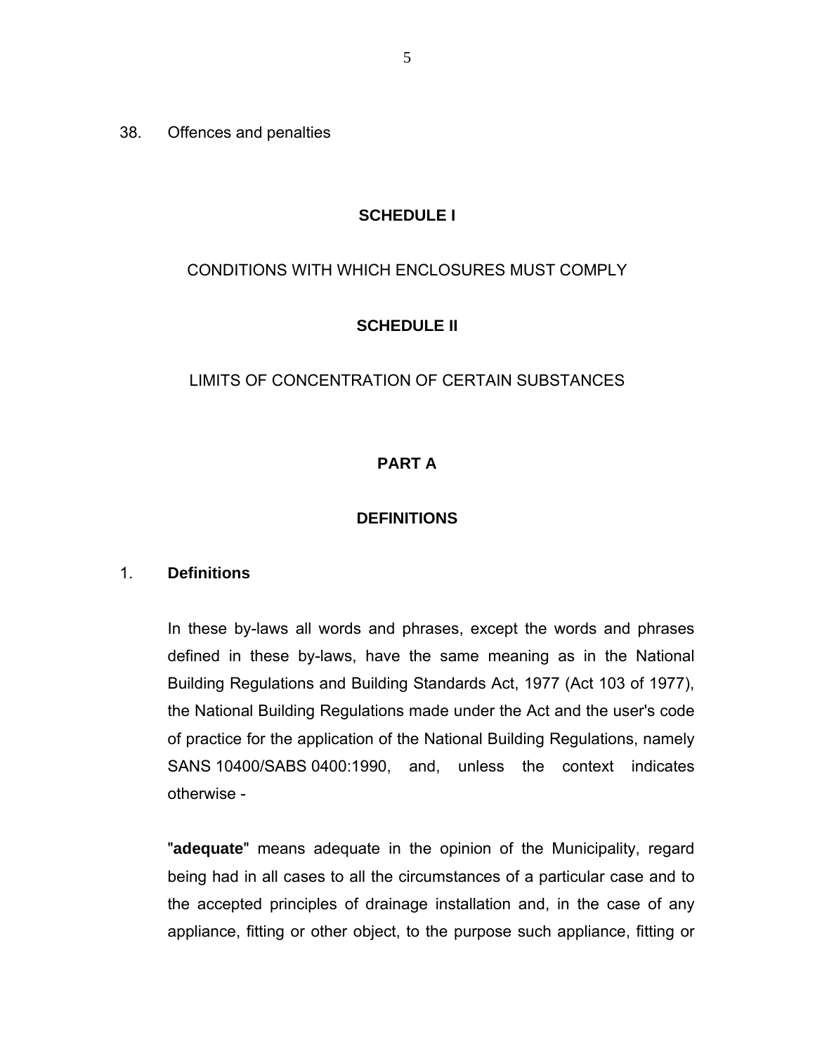38. Offences and penalties

**SCHEDULE I**

CONDITIONS WITH WHICH ENCLOSURES MUST COMPLY

**SCHEDULE II**

LIMITS OF CONCENTRATION OF CERTAIN SUBSTANCES

## PART A

## DEFINITIONS

### 1. Definitions

In these by-laws all words and phrases, except the words and phrases defined in these by-laws, have the same meaning as in the National Building Regulations and Building Standards Act, 1977 (Act 103 of 1977), the National Building Regulations made under the Act and the user's code of practice for the application of the National Building Regulations, namely SANS 10400/SABS 0400:1990, and, unless the context indicates otherwise -

"**adequate**" means adequate in the opinion of the Municipality, regard being had in all cases to all the circumstances of a particular case and to the accepted principles of drainage installation and, in the case of any appliance, fitting or other object, to the purpose such appliance, fitting or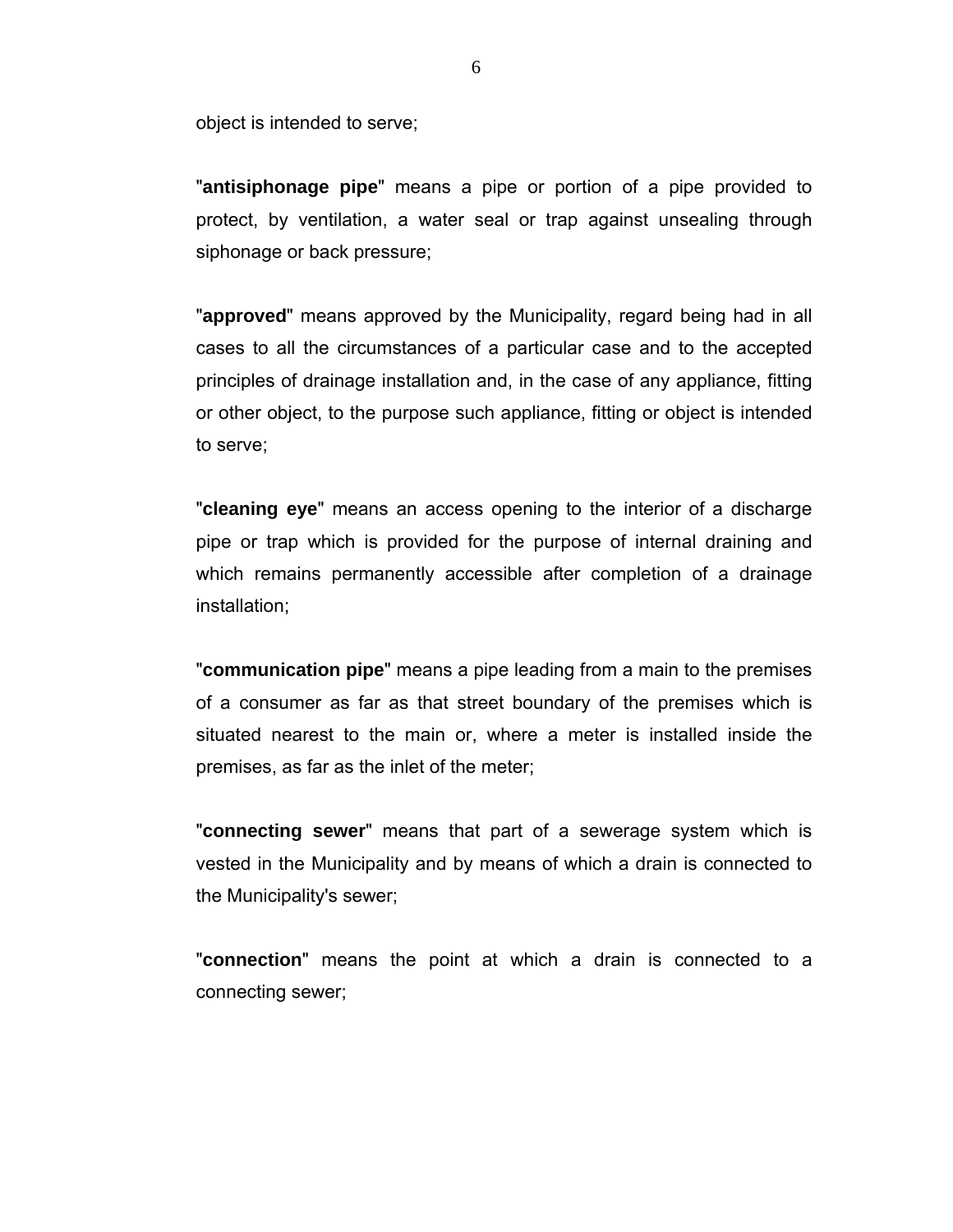object is intended to serve;

"**antisiphonage pipe**" means a pipe or portion of a pipe provided to protect, by ventilation, a water seal or trap against unsealing through siphonage or back pressure;

"**approved**" means approved by the Municipality, regard being had in all cases to all the circumstances of a particular case and to the accepted principles of drainage installation and, in the case of any appliance, fitting or other object, to the purpose such appliance, fitting or object is intended to serve;

"**cleaning eye**" means an access opening to the interior of a discharge pipe or trap which is provided for the purpose of internal draining and which remains permanently accessible after completion of a drainage installation;

"**communication pipe**" means a pipe leading from a main to the premises of a consumer as far as that street boundary of the premises which is situated nearest to the main or, where a meter is installed inside the premises, as far as the inlet of the meter;

"**connecting sewer**" means that part of a sewerage system which is vested in the Municipality and by means of which a drain is connected to the Municipality's sewer;

"**connection**" means the point at which a drain is connected to a connecting sewer;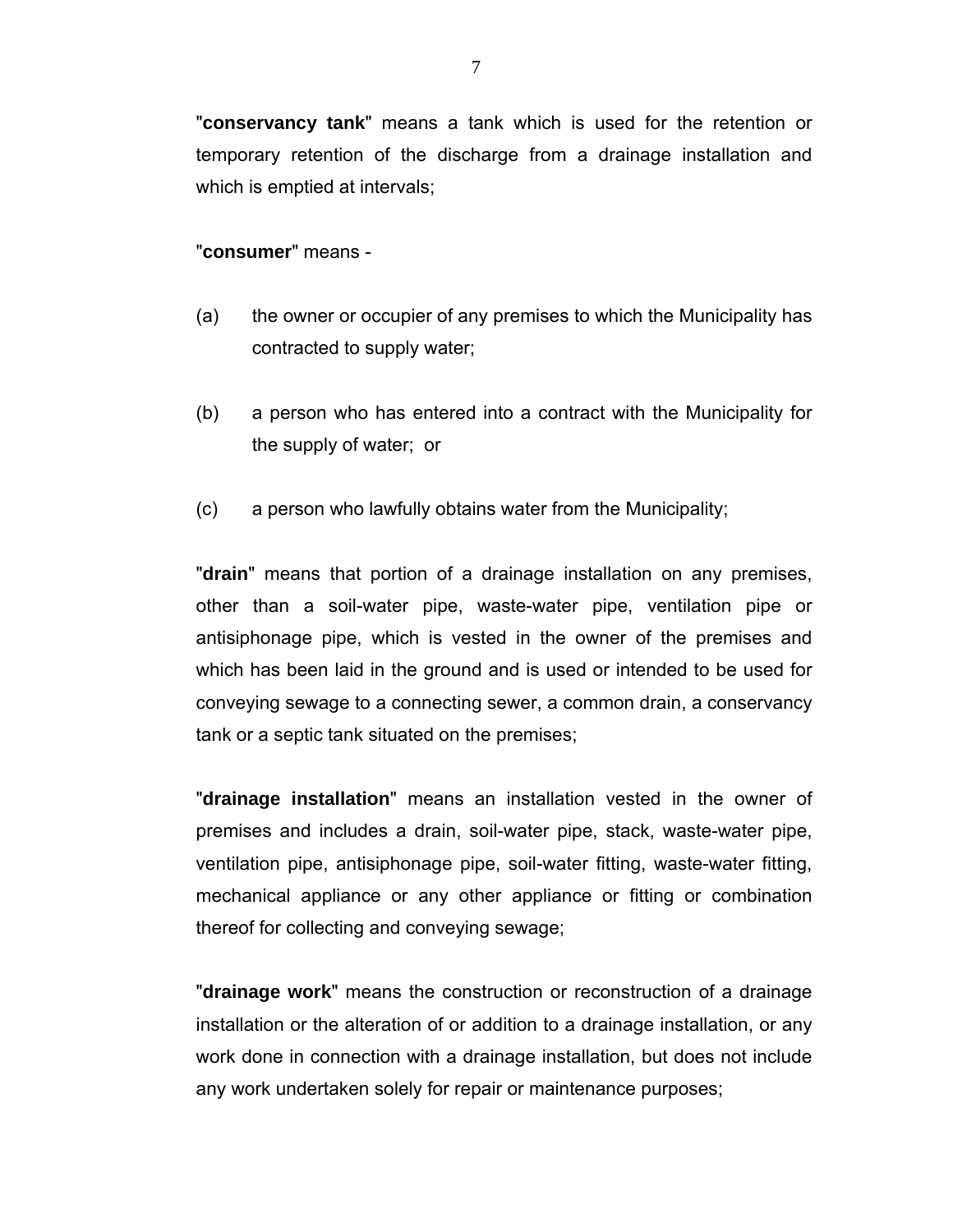"**conservancy tank**" means a tank which is used for the retention or temporary retention of the discharge from a drainage installation and which is emptied at intervals;

"**consumer**" means -

(a) the owner or occupier of any premises to which the Municipality has contracted to supply water;

(b) a person who has entered into a contract with the Municipality for the supply of water; or

(c) a person who lawfully obtains water from the Municipality;

"**drain**" means that portion of a drainage installation on any premises, other than a soil-water pipe, waste-water pipe, ventilation pipe or antisiphonage pipe, which is vested in the owner of the premises and which has been laid in the ground and is used or intended to be used for conveying sewage to a connecting sewer, a common drain, a conservancy tank or a septic tank situated on the premises;

"**drainage installation**" means an installation vested in the owner of premises and includes a drain, soil-water pipe, stack, waste-water pipe, ventilation pipe, antisiphonage pipe, soil-water fitting, waste-water fitting, mechanical appliance or any other appliance or fitting or combination thereof for collecting and conveying sewage;

"**drainage work**" means the construction or reconstruction of a drainage installation or the alteration of or addition to a drainage installation, or any work done in connection with a drainage installation, but does not include any work undertaken solely for repair or maintenance purposes;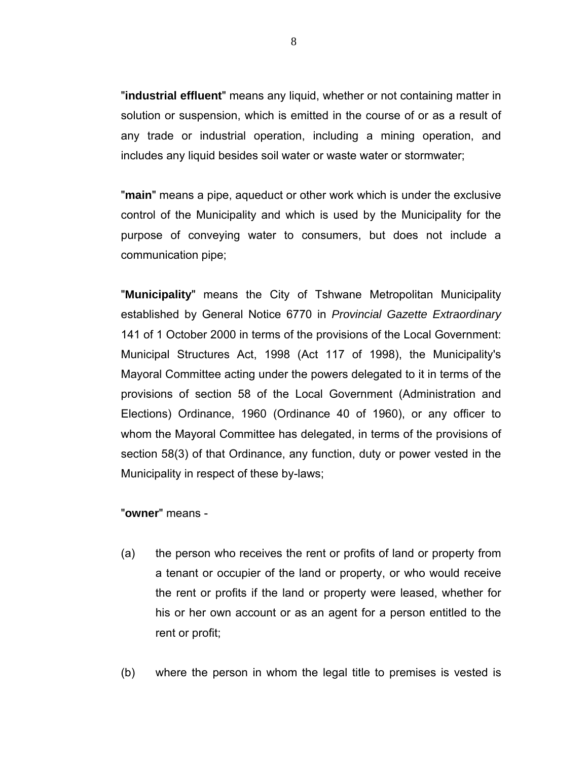"**industrial effluent**" means any liquid, whether or not containing matter in solution or suspension, which is emitted in the course of or as a result of any trade or industrial operation, including a mining operation, and includes any liquid besides soil water or waste water or stormwater;

"**main**" means a pipe, aqueduct or other work which is under the exclusive control of the Municipality and which is used by the Municipality for the purpose of conveying water to consumers, but does not include a communication pipe;

"**Municipality**" means the City of Tshwane Metropolitan Municipality established by General Notice 6770 in *Provincial Gazette Extraordinary* 141 of 1 October 2000 in terms of the provisions of the Local Government: Municipal Structures Act, 1998 (Act 117 of 1998), the Municipality's Mayoral Committee acting under the powers delegated to it in terms of the provisions of section 58 of the Local Government (Administration and Elections) Ordinance, 1960 (Ordinance 40 of 1960), or any officer to whom the Mayoral Committee has delegated, in terms of the provisions of section 58(3) of that Ordinance, any function, duty or power vested in the Municipality in respect of these by-laws;

"**owner**" means -

(a) the person who receives the rent or profits of land or property from a tenant or occupier of the land or property, or who would receive the rent or profits if the land or property were leased, whether for his or her own account or as an agent for a person entitled to the rent or profit;

(b) where the person in whom the legal title to premises is vested is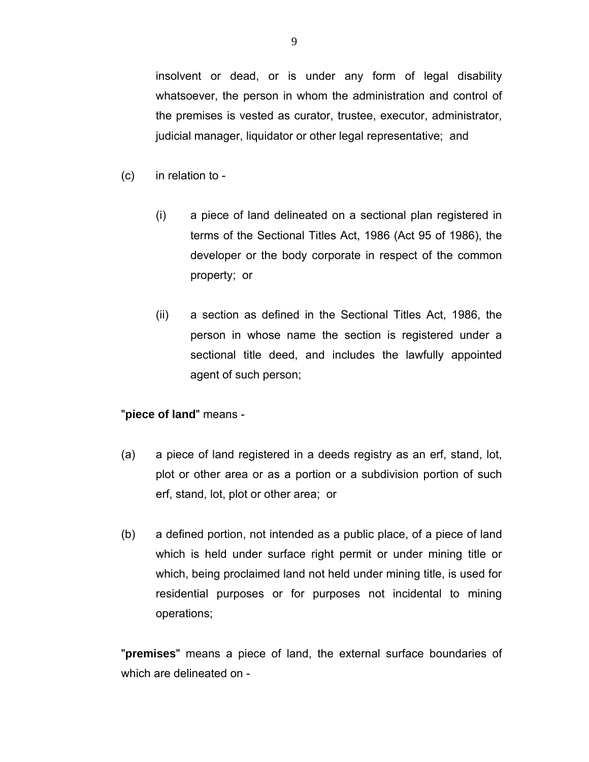insolvent or dead, or is under any form of legal disability whatsoever, the person in whom the administration and control of the premises is vested as curator, trustee, executor, administrator, judicial manager, liquidator or other legal representative; and

(c) in relation to -

(i) a piece of land delineated on a sectional plan registered in terms of the Sectional Titles Act, 1986 (Act 95 of 1986), the developer or the body corporate in respect of the common property; or

(ii) a section as defined in the Sectional Titles Act, 1986, the person in whose name the section is registered under a sectional title deed, and includes the lawfully appointed agent of such person;

"**piece of land**" means -

(a) a piece of land registered in a deeds registry as an erf, stand, lot, plot or other area or as a portion or a subdivision portion of such erf, stand, lot, plot or other area; or

(b) a defined portion, not intended as a public place, of a piece of land which is held under surface right permit or under mining title or which, being proclaimed land not held under mining title, is used for residential purposes or for purposes not incidental to mining operations;

"**premises**" means a piece of land, the external surface boundaries of which are delineated on -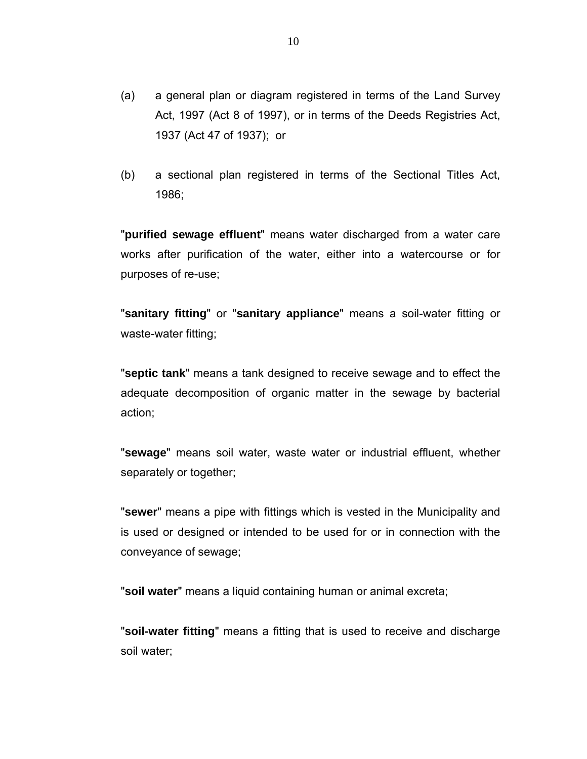(a) a general plan or diagram registered in terms of the Land Survey Act, 1997 (Act 8 of 1997), or in terms of the Deeds Registries Act, 1937 (Act 47 of 1937); or

(b) a sectional plan registered in terms of the Sectional Titles Act, 1986;

"**purified sewage effluent**" means water discharged from a water care works after purification of the water, either into a watercourse or for purposes of re-use;

"**sanitary fitting**" or "**sanitary appliance**" means a soil-water fitting or waste-water fitting;

"**septic tank**" means a tank designed to receive sewage and to effect the adequate decomposition of organic matter in the sewage by bacterial action;

"**sewage**" means soil water, waste water or industrial effluent, whether separately or together;

"**sewer**" means a pipe with fittings which is vested in the Municipality and is used or designed or intended to be used for or in connection with the conveyance of sewage;

"**soil water**" means a liquid containing human or animal excreta;

"**soil-water fitting**" means a fitting that is used to receive and discharge soil water;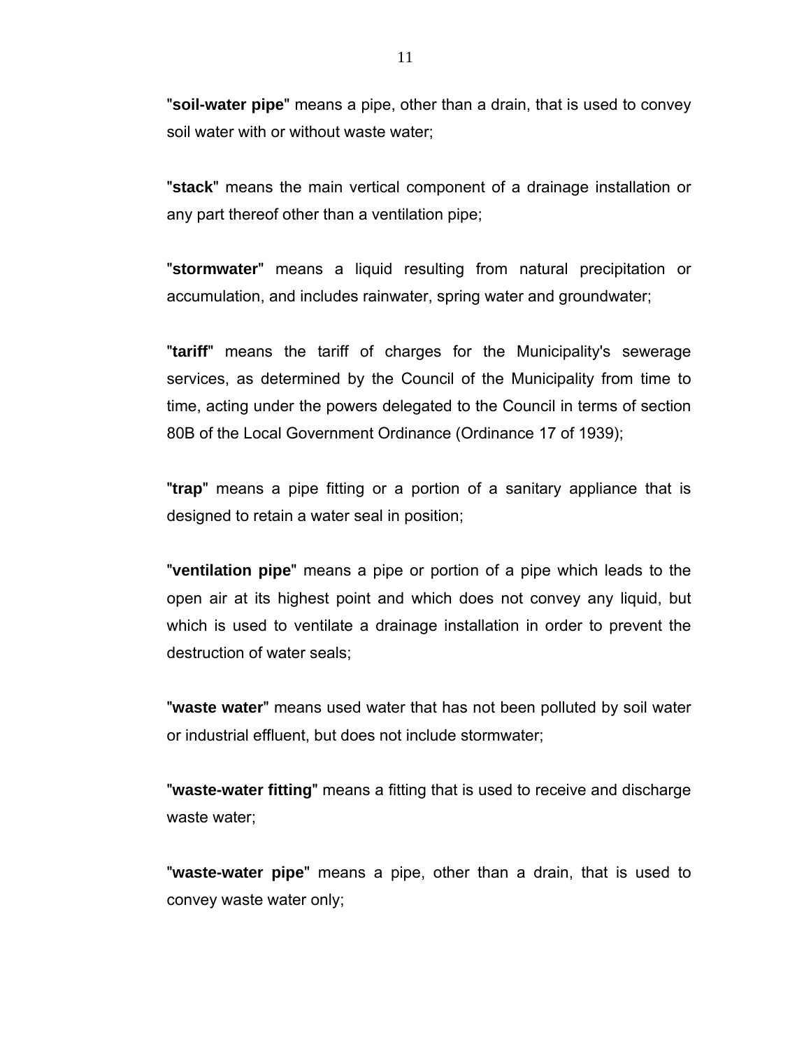"**soil-water pipe**" means a pipe, other than a drain, that is used to convey soil water with or without waste water;

"**stack**" means the main vertical component of a drainage installation or any part thereof other than a ventilation pipe;

"**stormwater**" means a liquid resulting from natural precipitation or accumulation, and includes rainwater, spring water and groundwater;

"**tariff**" means the tariff of charges for the Municipality's sewerage services, as determined by the Council of the Municipality from time to time, acting under the powers delegated to the Council in terms of section 80B of the Local Government Ordinance (Ordinance 17 of 1939);

"**trap**" means a pipe fitting or a portion of a sanitary appliance that is designed to retain a water seal in position;

"**ventilation pipe**" means a pipe or portion of a pipe which leads to the open air at its highest point and which does not convey any liquid, but which is used to ventilate a drainage installation in order to prevent the destruction of water seals;

"**waste water**" means used water that has not been polluted by soil water or industrial effluent, but does not include stormwater;

"**waste-water fitting**" means a fitting that is used to receive and discharge waste water;

"**waste-water pipe**" means a pipe, other than a drain, that is used to convey waste water only;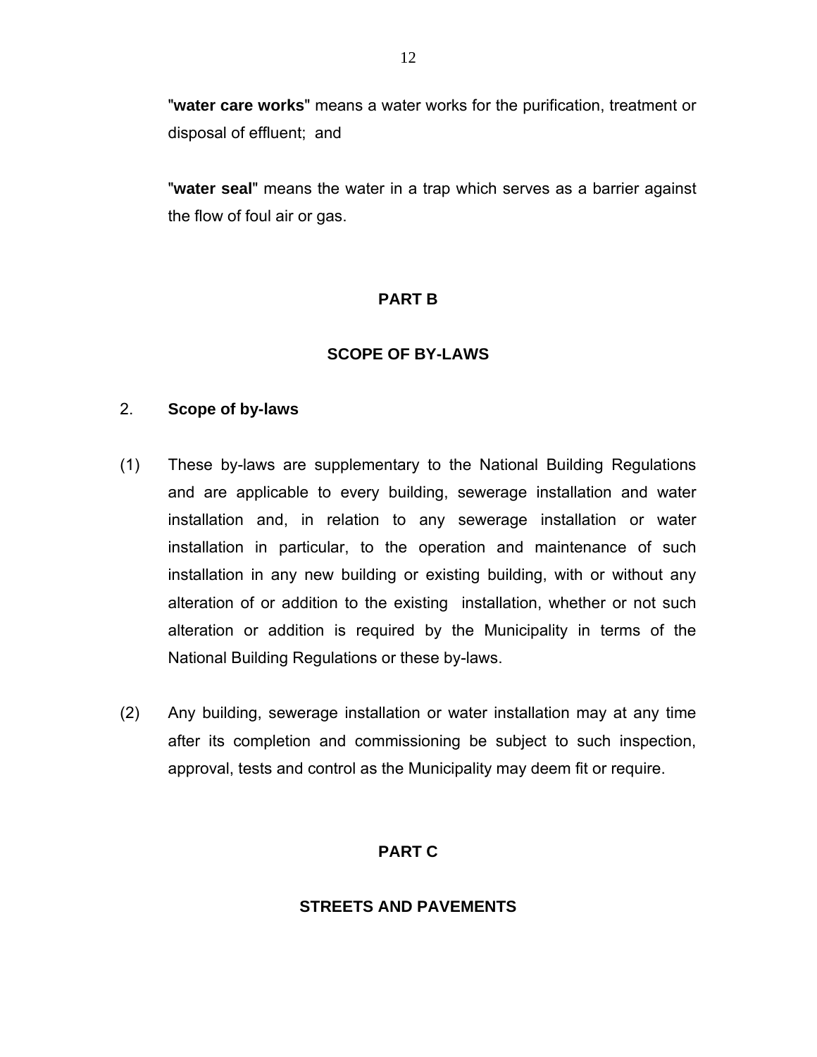"**water care works**" means a water works for the purification, treatment or disposal of effluent; and

"**water seal**" means the water in a trap which serves as a barrier against the flow of foul air or gas.

## PART B

## SCOPE OF BY-LAWS

### 2. Scope of by-laws

(1) These by-laws are supplementary to the National Building Regulations and are applicable to every building, sewerage installation and water installation and, in relation to any sewerage installation or water installation in particular, to the operation and maintenance of such installation in any new building or existing building, with or without any alteration of or addition to the existing installation, whether or not such alteration or addition is required by the Municipality in terms of the National Building Regulations or these by-laws.

(2) Any building, sewerage installation or water installation may at any time after its completion and commissioning be subject to such inspection, approval, tests and control as the Municipality may deem fit or require.

## PART C

## STREETS AND PAVEMENTS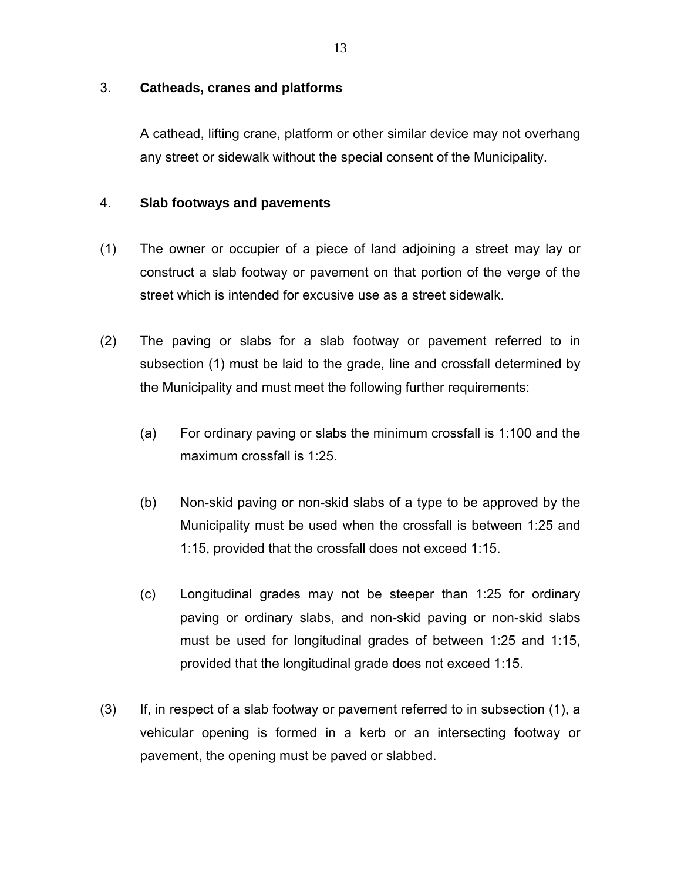3. **Catheads, cranes and platforms**

A cathead, lifting crane, platform or other similar device may not overhang any street or sidewalk without the special consent of the Municipality.

4. **Slab footways and pavements**

(1) The owner or occupier of a piece of land adjoining a street may lay or construct a slab footway or pavement on that portion of the verge of the street which is intended for excusive use as a street sidewalk.

(2) The paving or slabs for a slab footway or pavement referred to in subsection (1) must be laid to the grade, line and crossfall determined by the Municipality and must meet the following further requirements:

(a) For ordinary paving or slabs the minimum crossfall is 1:100 and the maximum crossfall is 1:25.

(b) Non-skid paving or non-skid slabs of a type to be approved by the Municipality must be used when the crossfall is between 1:25 and 1:15, provided that the crossfall does not exceed 1:15.

(c) Longitudinal grades may not be steeper than 1:25 for ordinary paving or ordinary slabs, and non-skid paving or non-skid slabs must be used for longitudinal grades of between 1:25 and 1:15, provided that the longitudinal grade does not exceed 1:15.

(3) If, in respect of a slab footway or pavement referred to in subsection (1), a vehicular opening is formed in a kerb or an intersecting footway or pavement, the opening must be paved or slabbed.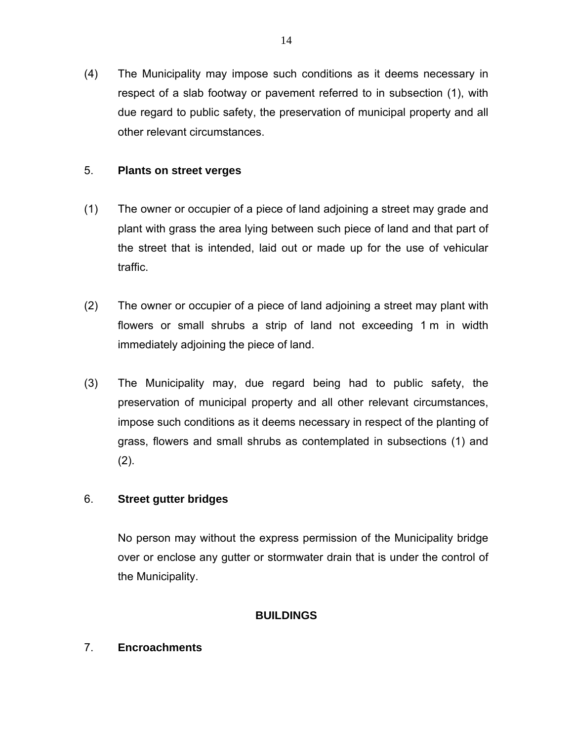(4) The Municipality may impose such conditions as it deems necessary in respect of a slab footway or pavement referred to in subsection (1), with due regard to public safety, the preservation of municipal property and all other relevant circumstances.

5. **Plants on street verges**

(1) The owner or occupier of a piece of land adjoining a street may grade and plant with grass the area lying between such piece of land and that part of the street that is intended, laid out or made up for the use of vehicular traffic.

(2) The owner or occupier of a piece of land adjoining a street may plant with flowers or small shrubs a strip of land not exceeding 1 m in width immediately adjoining the piece of land.

(3) The Municipality may, due regard being had to public safety, the preservation of municipal property and all other relevant circumstances, impose such conditions as it deems necessary in respect of the planting of grass, flowers and small shrubs as contemplated in subsections (1) and (2).

6. **Street gutter bridges**

No person may without the express permission of the Municipality bridge over or enclose any gutter or stormwater drain that is under the control of the Municipality.

## BUILDINGS

7. **Encroachments**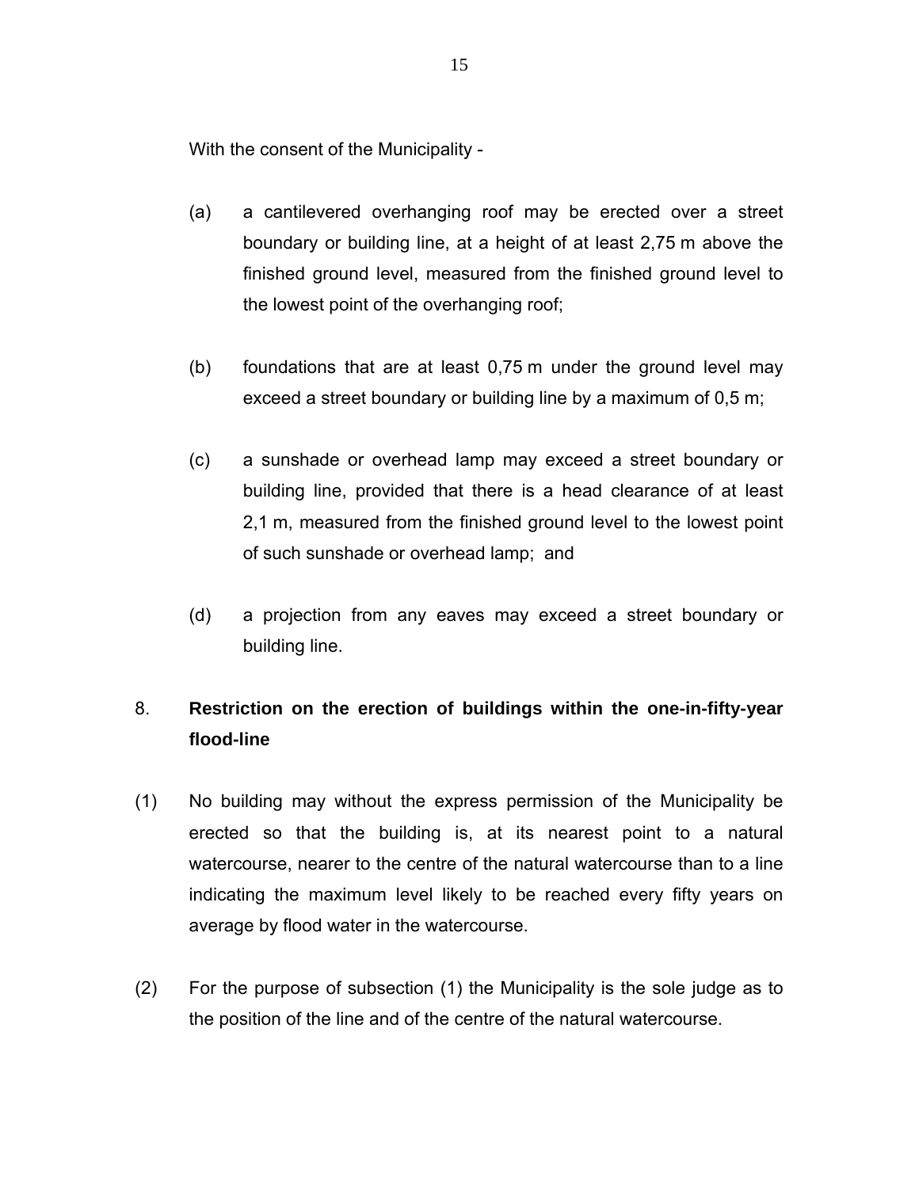With the consent of the Municipality -

(a) a cantilevered overhanging roof may be erected over a street boundary or building line, at a height of at least 2,75 m above the finished ground level, measured from the finished ground level to the lowest point of the overhanging roof;

(b) foundations that are at least 0,75 m under the ground level may exceed a street boundary or building line by a maximum of 0,5 m;

(c) a sunshade or overhead lamp may exceed a street boundary or building line, provided that there is a head clearance of at least 2,1 m, measured from the finished ground level to the lowest point of such sunshade or overhead lamp; and

(d) a projection from any eaves may exceed a street boundary or building line.

## 8. Restriction on the erection of buildings within the one-in-fifty-year flood-line

(1) No building may without the express permission of the Municipality be erected so that the building is, at its nearest point to a natural watercourse, nearer to the centre of the natural watercourse than to a line indicating the maximum level likely to be reached every fifty years on average by flood water in the watercourse.

(2) For the purpose of subsection (1) the Municipality is the sole judge as to the position of the line and of the centre of the natural watercourse.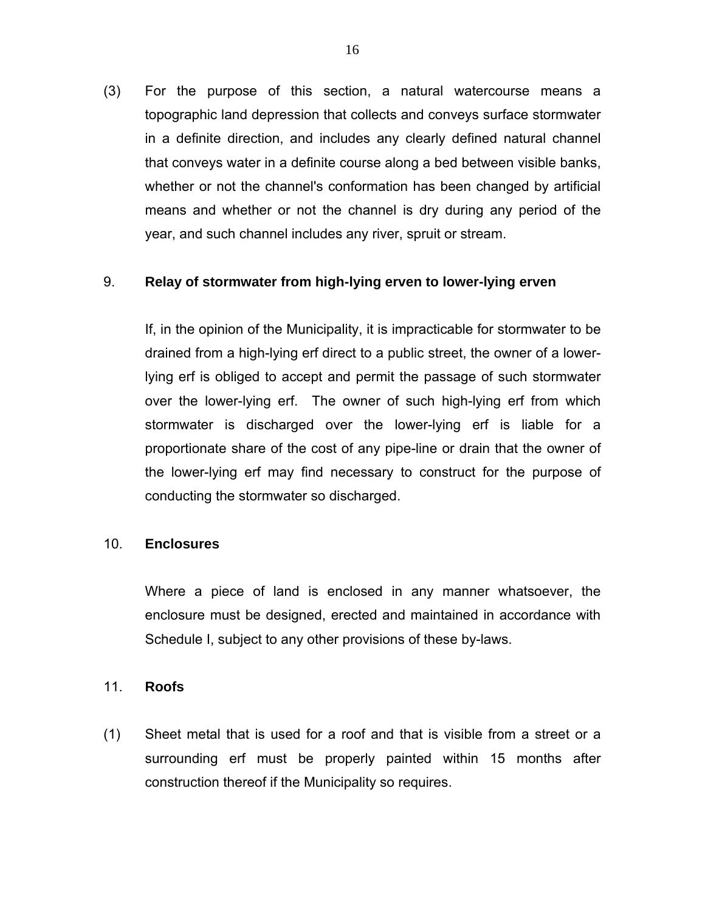(3) For the purpose of this section, a natural watercourse means a topographic land depression that collects and conveys surface stormwater in a definite direction, and includes any clearly defined natural channel that conveys water in a definite course along a bed between visible banks, whether or not the channel's conformation has been changed by artificial means and whether or not the channel is dry during any period of the year, and such channel includes any river, spruit or stream.

## 9. Relay of stormwater from high-lying erven to lower-lying erven

If, in the opinion of the Municipality, it is impracticable for stormwater to be drained from a high-lying erf direct to a public street, the owner of a lower-lying erf is obliged to accept and permit the passage of such stormwater over the lower-lying erf. The owner of such high-lying erf from which stormwater is discharged over the lower-lying erf is liable for a proportionate share of the cost of any pipe-line or drain that the owner of the lower-lying erf may find necessary to construct for the purpose of conducting the stormwater so discharged.

## 10. Enclosures

Where a piece of land is enclosed in any manner whatsoever, the enclosure must be designed, erected and maintained in accordance with Schedule I, subject to any other provisions of these by-laws.

## 11. Roofs

(1) Sheet metal that is used for a roof and that is visible from a street or a surrounding erf must be properly painted within 15 months after construction thereof if the Municipality so requires.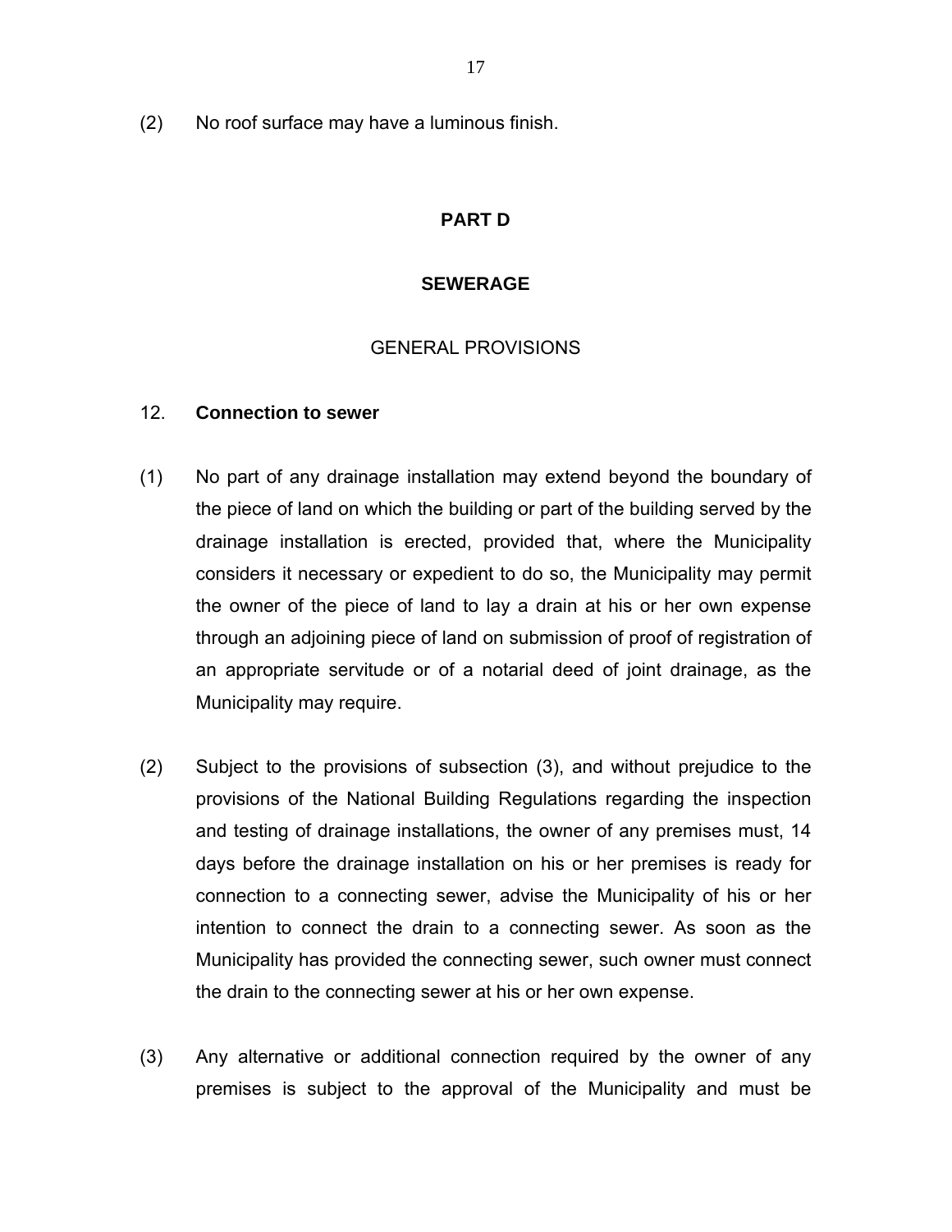(2) No roof surface may have a luminous finish.

## PART D

## SEWERAGE

### GENERAL PROVISIONS

### 12. Connection to sewer

(1) No part of any drainage installation may extend beyond the boundary of the piece of land on which the building or part of the building served by the drainage installation is erected, provided that, where the Municipality considers it necessary or expedient to do so, the Municipality may permit the owner of the piece of land to lay a drain at his or her own expense through an adjoining piece of land on submission of proof of registration of an appropriate servitude or of a notarial deed of joint drainage, as the Municipality may require.

(2) Subject to the provisions of subsection (3), and without prejudice to the provisions of the National Building Regulations regarding the inspection and testing of drainage installations, the owner of any premises must, 14 days before the drainage installation on his or her premises is ready for connection to a connecting sewer, advise the Municipality of his or her intention to connect the drain to a connecting sewer. As soon as the Municipality has provided the connecting sewer, such owner must connect the drain to the connecting sewer at his or her own expense.

(3) Any alternative or additional connection required by the owner of any premises is subject to the approval of the Municipality and must be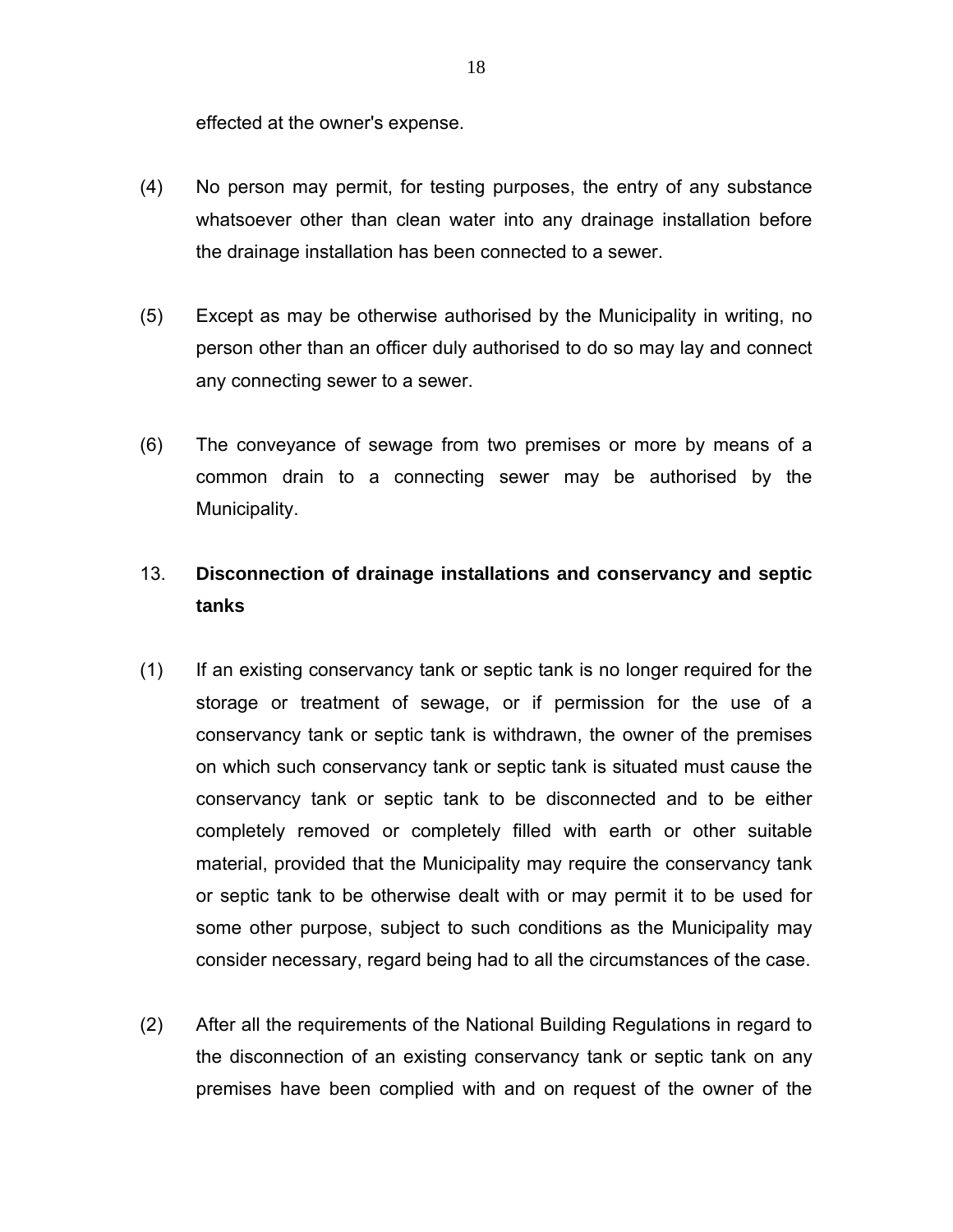effected at the owner's expense.

(4) No person may permit, for testing purposes, the entry of any substance whatsoever other than clean water into any drainage installation before the drainage installation has been connected to a sewer.

(5) Except as may be otherwise authorised by the Municipality in writing, no person other than an officer duly authorised to do so may lay and connect any connecting sewer to a sewer.

(6) The conveyance of sewage from two premises or more by means of a common drain to a connecting sewer may be authorised by the Municipality.

## 13. Disconnection of drainage installations and conservancy and septic tanks

(1) If an existing conservancy tank or septic tank is no longer required for the storage or treatment of sewage, or if permission for the use of a conservancy tank or septic tank is withdrawn, the owner of the premises on which such conservancy tank or septic tank is situated must cause the conservancy tank or septic tank to be disconnected and to be either completely removed or completely filled with earth or other suitable material, provided that the Municipality may require the conservancy tank or septic tank to be otherwise dealt with or may permit it to be used for some other purpose, subject to such conditions as the Municipality may consider necessary, regard being had to all the circumstances of the case.

(2) After all the requirements of the National Building Regulations in regard to the disconnection of an existing conservancy tank or septic tank on any premises have been complied with and on request of the owner of the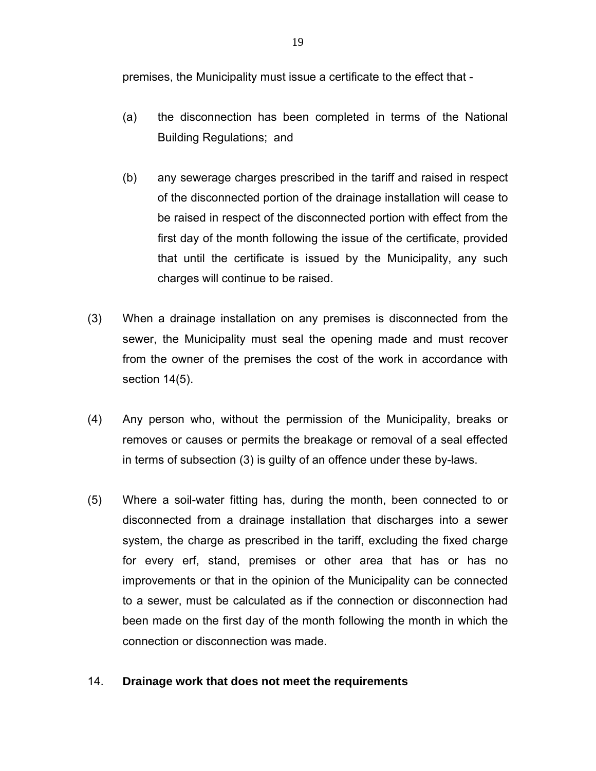premises, the Municipality must issue a certificate to the effect that -

(a) the disconnection has been completed in terms of the National Building Regulations; and

(b) any sewerage charges prescribed in the tariff and raised in respect of the disconnected portion of the drainage installation will cease to be raised in respect of the disconnected portion with effect from the first day of the month following the issue of the certificate, provided that until the certificate is issued by the Municipality, any such charges will continue to be raised.

(3) When a drainage installation on any premises is disconnected from the sewer, the Municipality must seal the opening made and must recover from the owner of the premises the cost of the work in accordance with section 14(5).

(4) Any person who, without the permission of the Municipality, breaks or removes or causes or permits the breakage or removal of a seal effected in terms of subsection (3) is guilty of an offence under these by-laws.

(5) Where a soil-water fitting has, during the month, been connected to or disconnected from a drainage installation that discharges into a sewer system, the charge as prescribed in the tariff, excluding the fixed charge for every erf, stand, premises or other area that has or has no improvements or that in the opinion of the Municipality can be connected to a sewer, must be calculated as if the connection or disconnection had been made on the first day of the month following the month in which the connection or disconnection was made.

14. **Drainage work that does not meet the requirements**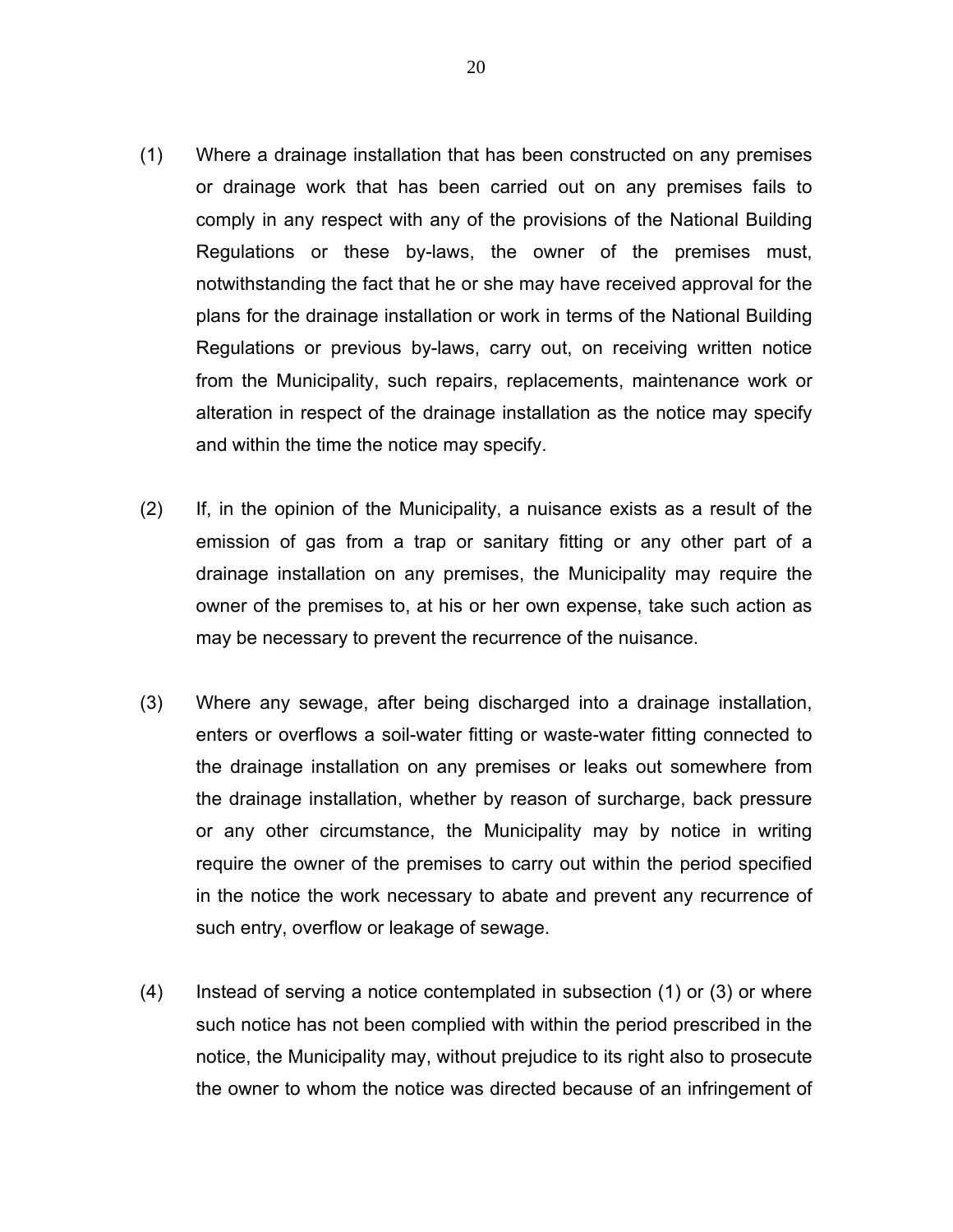(1) Where a drainage installation that has been constructed on any premises or drainage work that has been carried out on any premises fails to comply in any respect with any of the provisions of the National Building Regulations or these by-laws, the owner of the premises must, notwithstanding the fact that he or she may have received approval for the plans for the drainage installation or work in terms of the National Building Regulations or previous by-laws, carry out, on receiving written notice from the Municipality, such repairs, replacements, maintenance work or alteration in respect of the drainage installation as the notice may specify and within the time the notice may specify.

(2) If, in the opinion of the Municipality, a nuisance exists as a result of the emission of gas from a trap or sanitary fitting or any other part of a drainage installation on any premises, the Municipality may require the owner of the premises to, at his or her own expense, take such action as may be necessary to prevent the recurrence of the nuisance.

(3) Where any sewage, after being discharged into a drainage installation, enters or overflows a soil-water fitting or waste-water fitting connected to the drainage installation on any premises or leaks out somewhere from the drainage installation, whether by reason of surcharge, back pressure or any other circumstance, the Municipality may by notice in writing require the owner of the premises to carry out within the period specified in the notice the work necessary to abate and prevent any recurrence of such entry, overflow or leakage of sewage.

(4) Instead of serving a notice contemplated in subsection (1) or (3) or where such notice has not been complied with within the period prescribed in the notice, the Municipality may, without prejudice to its right also to prosecute the owner to whom the notice was directed because of an infringement of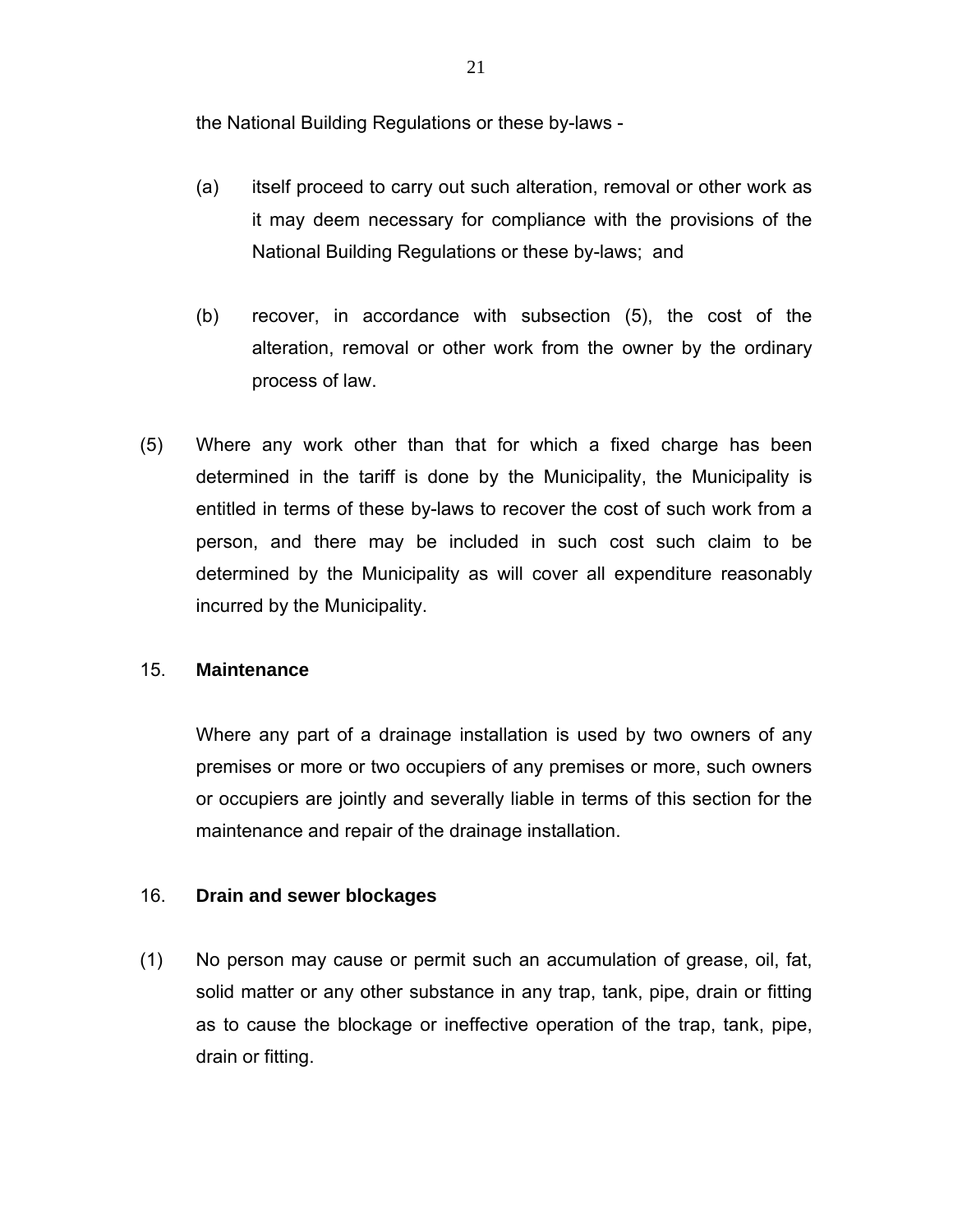the National Building Regulations or these by-laws -

(a) itself proceed to carry out such alteration, removal or other work as it may deem necessary for compliance with the provisions of the National Building Regulations or these by-laws; and

(b) recover, in accordance with subsection (5), the cost of the alteration, removal or other work from the owner by the ordinary process of law.

(5) Where any work other than that for which a fixed charge has been determined in the tariff is done by the Municipality, the Municipality is entitled in terms of these by-laws to recover the cost of such work from a person, and there may be included in such cost such claim to be determined by the Municipality as will cover all expenditure reasonably incurred by the Municipality.

## 15. Maintenance

Where any part of a drainage installation is used by two owners of any premises or more or two occupiers of any premises or more, such owners or occupiers are jointly and severally liable in terms of this section for the maintenance and repair of the drainage installation.

## 16. Drain and sewer blockages

(1) No person may cause or permit such an accumulation of grease, oil, fat, solid matter or any other substance in any trap, tank, pipe, drain or fitting as to cause the blockage or ineffective operation of the trap, tank, pipe, drain or fitting.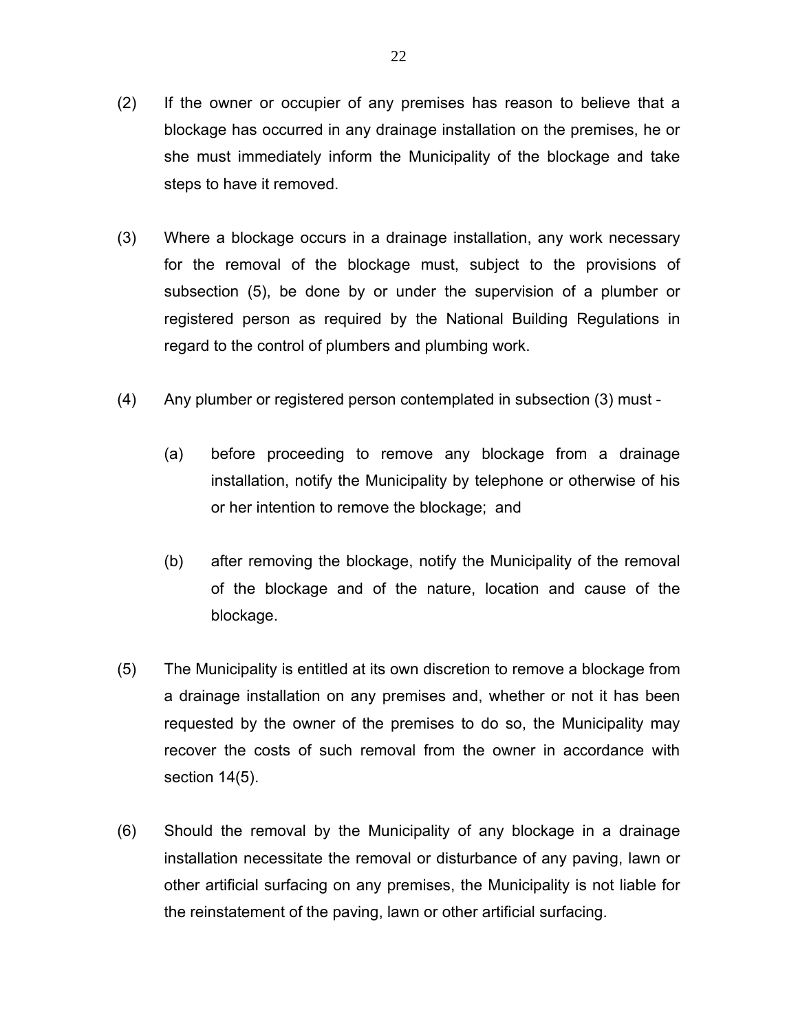(2) If the owner or occupier of any premises has reason to believe that a blockage has occurred in any drainage installation on the premises, he or she must immediately inform the Municipality of the blockage and take steps to have it removed.

(3) Where a blockage occurs in a drainage installation, any work necessary for the removal of the blockage must, subject to the provisions of subsection (5), be done by or under the supervision of a plumber or registered person as required by the National Building Regulations in regard to the control of plumbers and plumbing work.

(4) Any plumber or registered person contemplated in subsection (3) must -

  (a) before proceeding to remove any blockage from a drainage installation, notify the Municipality by telephone or otherwise of his or her intention to remove the blockage; and

  (b) after removing the blockage, notify the Municipality of the removal of the blockage and of the nature, location and cause of the blockage.

(5) The Municipality is entitled at its own discretion to remove a blockage from a drainage installation on any premises and, whether or not it has been requested by the owner of the premises to do so, the Municipality may recover the costs of such removal from the owner in accordance with section 14(5).

(6) Should the removal by the Municipality of any blockage in a drainage installation necessitate the removal or disturbance of any paving, lawn or other artificial surfacing on any premises, the Municipality is not liable for the reinstatement of the paving, lawn or other artificial surfacing.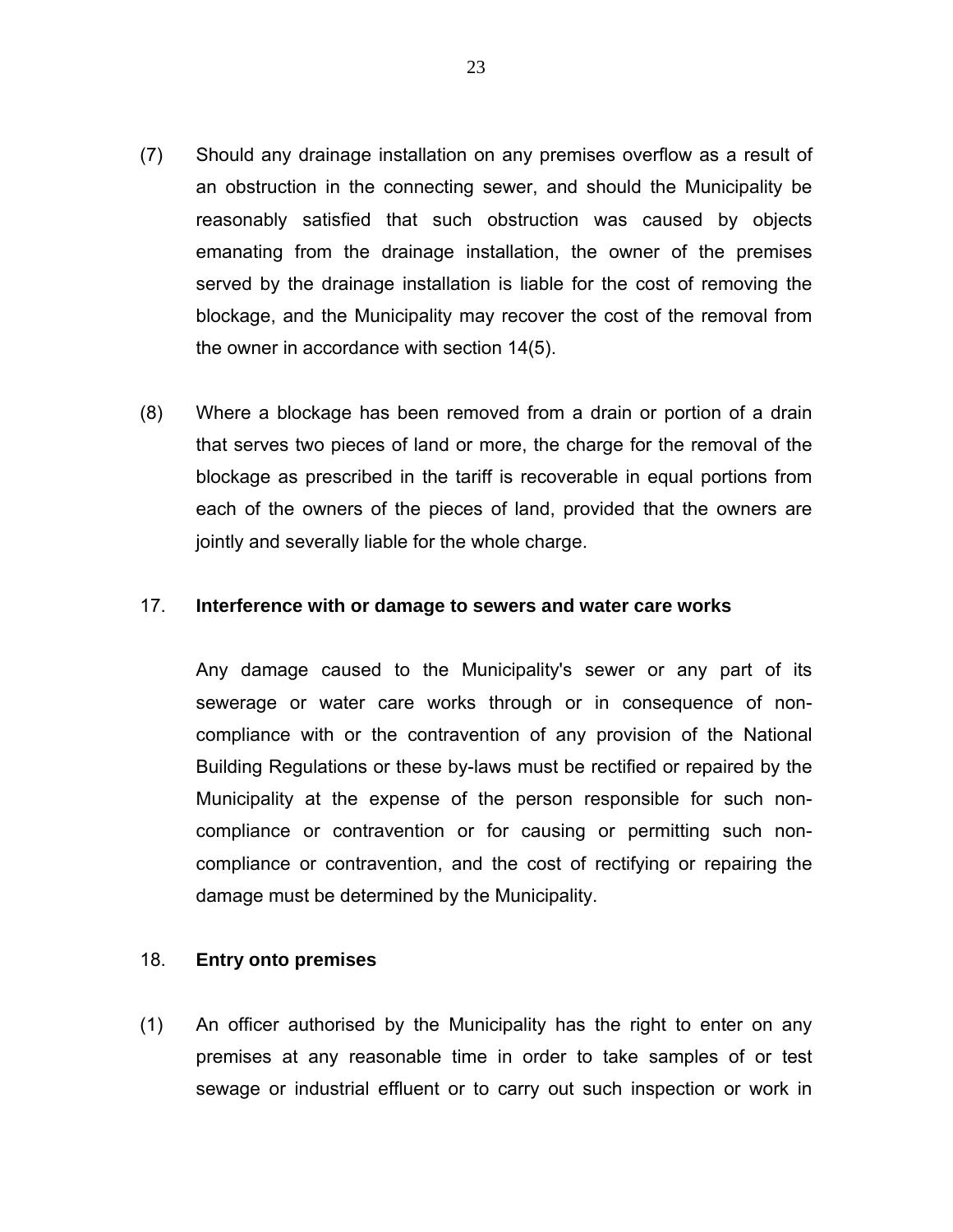(7) Should any drainage installation on any premises overflow as a result of an obstruction in the connecting sewer, and should the Municipality be reasonably satisfied that such obstruction was caused by objects emanating from the drainage installation, the owner of the premises served by the drainage installation is liable for the cost of removing the blockage, and the Municipality may recover the cost of the removal from the owner in accordance with section 14(5).

(8) Where a blockage has been removed from a drain or portion of a drain that serves two pieces of land or more, the charge for the removal of the blockage as prescribed in the tariff is recoverable in equal portions from each of the owners of the pieces of land, provided that the owners are jointly and severally liable for the whole charge.

## 17. Interference with or damage to sewers and water care works

Any damage caused to the Municipality's sewer or any part of its sewerage or water care works through or in consequence of non-compliance with or the contravention of any provision of the National Building Regulations or these by-laws must be rectified or repaired by the Municipality at the expense of the person responsible for such non-compliance or contravention or for causing or permitting such non-compliance or contravention, and the cost of rectifying or repairing the damage must be determined by the Municipality.

## 18. Entry onto premises

(1) An officer authorised by the Municipality has the right to enter on any premises at any reasonable time in order to take samples of or test sewage or industrial effluent or to carry out such inspection or work in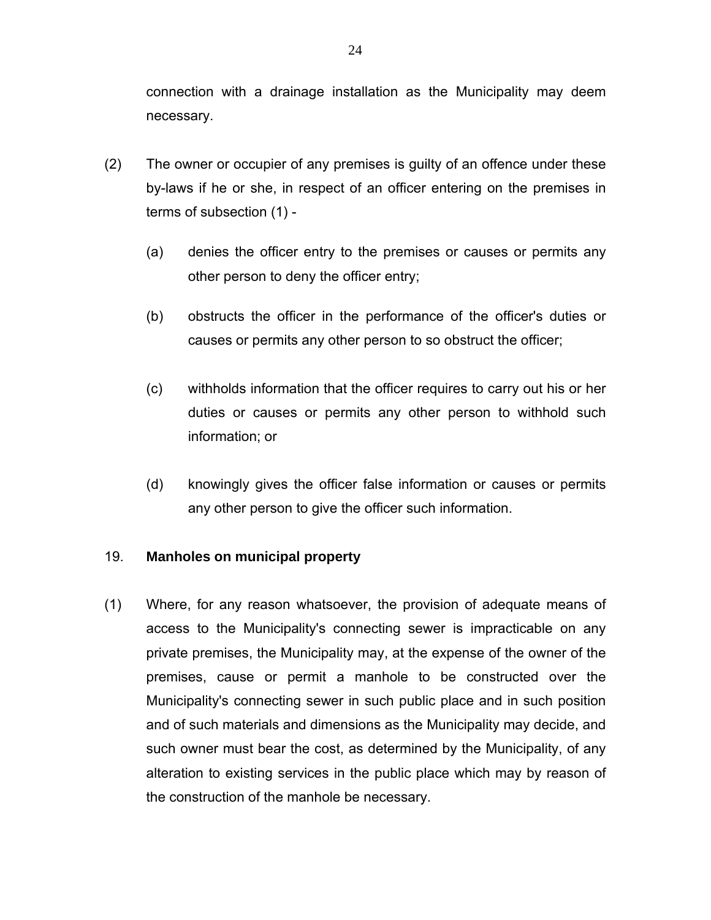connection with a drainage installation as the Municipality may deem necessary.

(2) The owner or occupier of any premises is guilty of an offence under these by-laws if he or she, in respect of an officer entering on the premises in terms of subsection (1) -

(a) denies the officer entry to the premises or causes or permits any other person to deny the officer entry;

(b) obstructs the officer in the performance of the officer's duties or causes or permits any other person to so obstruct the officer;

(c) withholds information that the officer requires to carry out his or her duties or causes or permits any other person to withhold such information; or

(d) knowingly gives the officer false information or causes or permits any other person to give the officer such information.

### 19. **Manholes on municipal property**

(1) Where, for any reason whatsoever, the provision of adequate means of access to the Municipality's connecting sewer is impracticable on any private premises, the Municipality may, at the expense of the owner of the premises, cause or permit a manhole to be constructed over the Municipality's connecting sewer in such public place and in such position and of such materials and dimensions as the Municipality may decide, and such owner must bear the cost, as determined by the Municipality, of any alteration to existing services in the public place which may by reason of the construction of the manhole be necessary.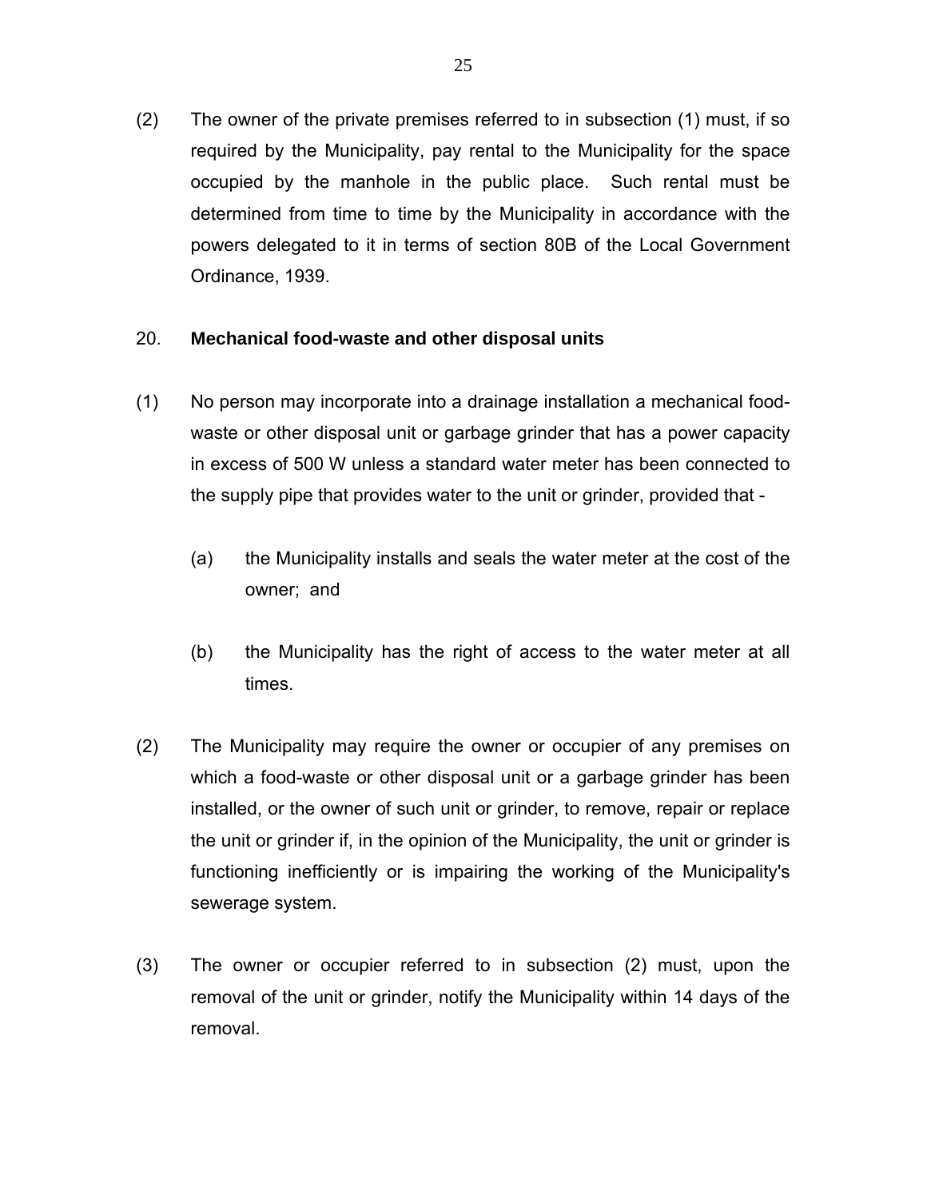(2) The owner of the private premises referred to in subsection (1) must, if so required by the Municipality, pay rental to the Municipality for the space occupied by the manhole in the public place. Such rental must be determined from time to time by the Municipality in accordance with the powers delegated to it in terms of section 80B of the Local Government Ordinance, 1939.

## 20. Mechanical food-waste and other disposal units

(1) No person may incorporate into a drainage installation a mechanical food-waste or other disposal unit or garbage grinder that has a power capacity in excess of 500 W unless a standard water meter has been connected to the supply pipe that provides water to the unit or grinder, provided that -

- (a) the Municipality installs and seals the water meter at the cost of the owner; and

- (b) the Municipality has the right of access to the water meter at all times.

(2) The Municipality may require the owner or occupier of any premises on which a food-waste or other disposal unit or a garbage grinder has been installed, or the owner of such unit or grinder, to remove, repair or replace the unit or grinder if, in the opinion of the Municipality, the unit or grinder is functioning inefficiently or is impairing the working of the Municipality's sewerage system.

(3) The owner or occupier referred to in subsection (2) must, upon the removal of the unit or grinder, notify the Municipality within 14 days of the removal.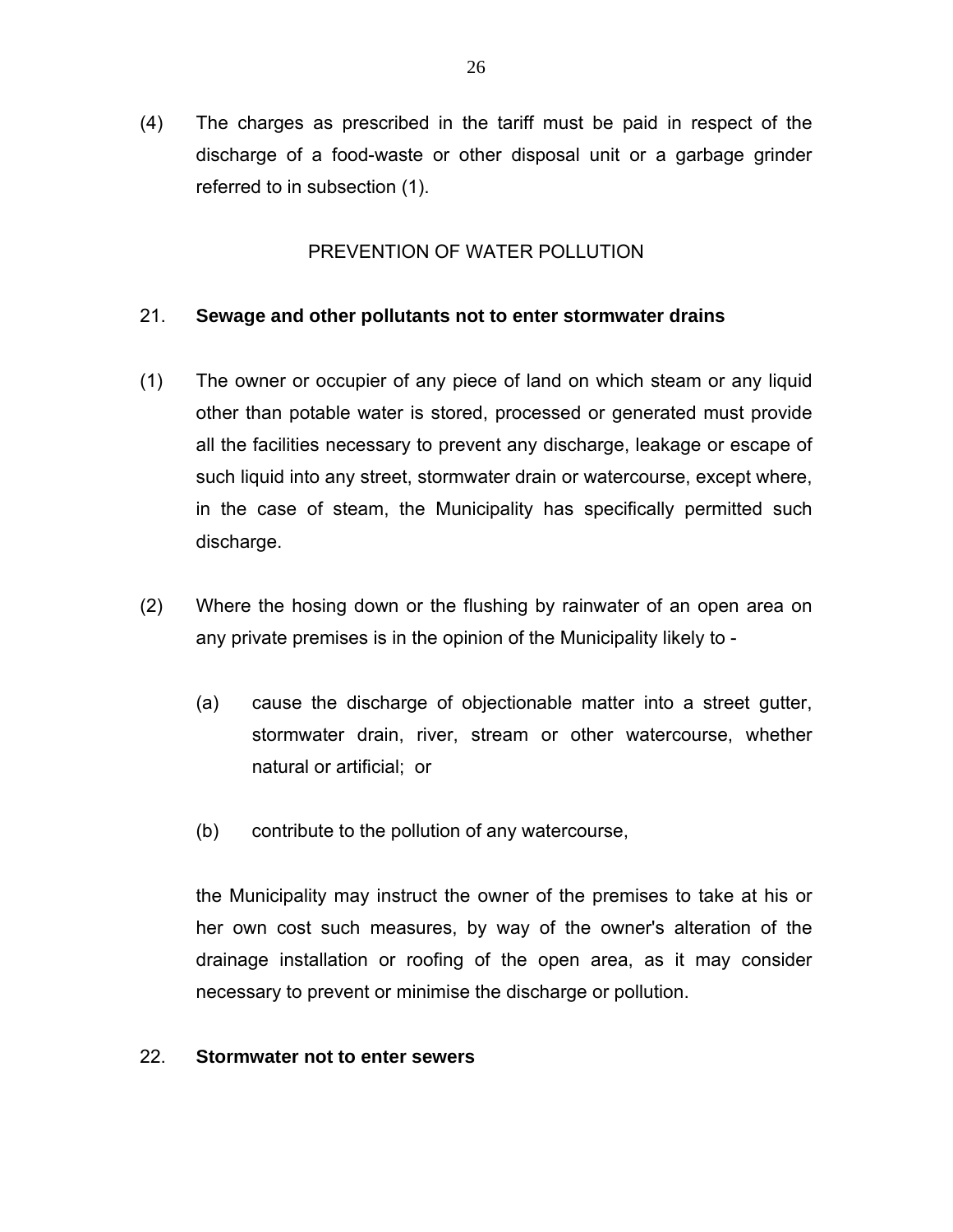(4) The charges as prescribed in the tariff must be paid in respect of the discharge of a food-waste or other disposal unit or a garbage grinder referred to in subsection (1).

## PREVENTION OF WATER POLLUTION

### 21. Sewage and other pollutants not to enter stormwater drains

(1) The owner or occupier of any piece of land on which steam or any liquid other than potable water is stored, processed or generated must provide all the facilities necessary to prevent any discharge, leakage or escape of such liquid into any street, stormwater drain or watercourse, except where, in the case of steam, the Municipality has specifically permitted such discharge.

(2) Where the hosing down or the flushing by rainwater of an open area on any private premises is in the opinion of the Municipality likely to -

(a) cause the discharge of objectionable matter into a street gutter, stormwater drain, river, stream or other watercourse, whether natural or artificial; or

(b) contribute to the pollution of any watercourse,

the Municipality may instruct the owner of the premises to take at his or her own cost such measures, by way of the owner's alteration of the drainage installation or roofing of the open area, as it may consider necessary to prevent or minimise the discharge or pollution.

### 22. Stormwater not to enter sewers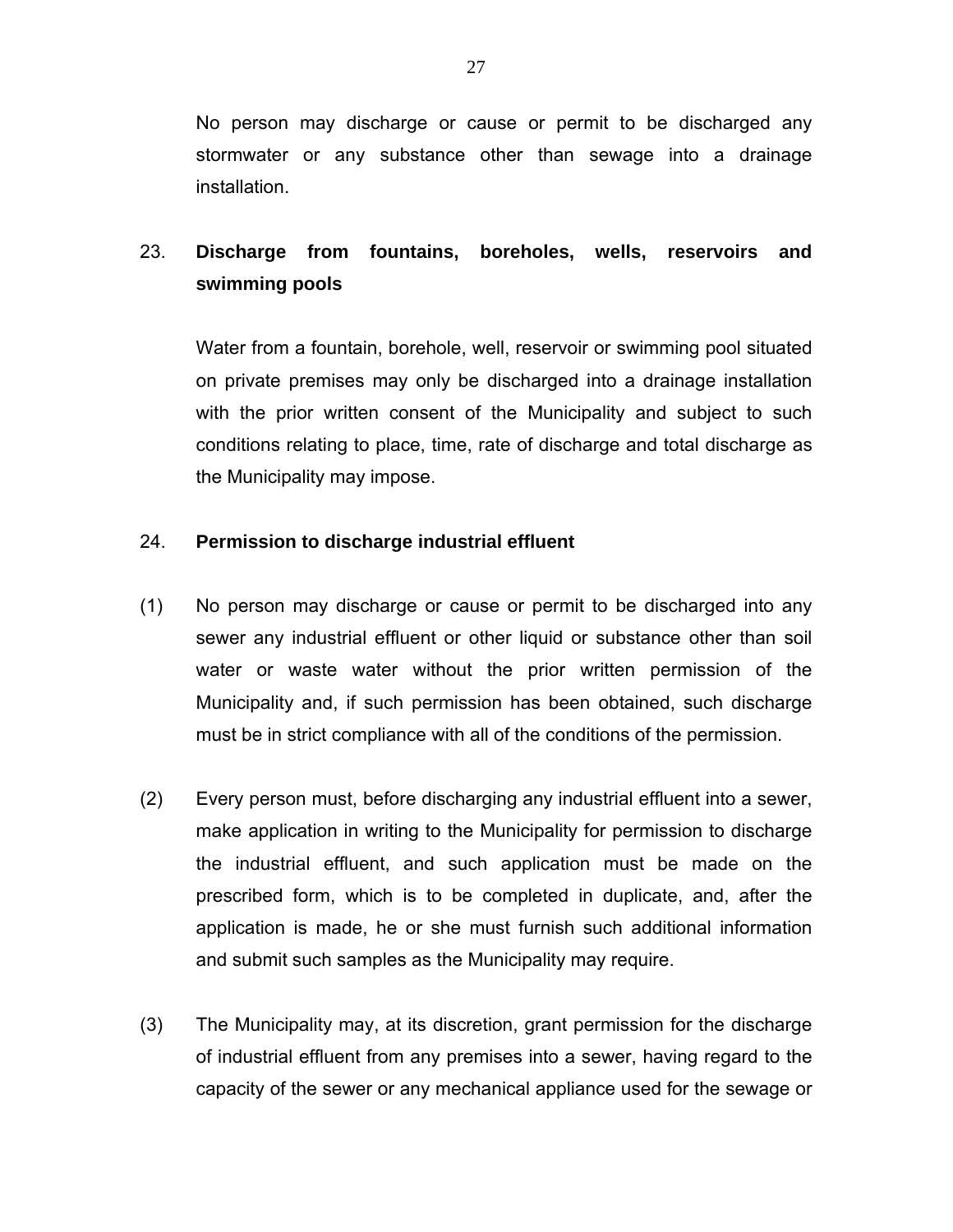No person may discharge or cause or permit to be discharged any stormwater or any substance other than sewage into a drainage installation.

## 23. Discharge from fountains, boreholes, wells, reservoirs and swimming pools

Water from a fountain, borehole, well, reservoir or swimming pool situated on private premises may only be discharged into a drainage installation with the prior written consent of the Municipality and subject to such conditions relating to place, time, rate of discharge and total discharge as the Municipality may impose.

## 24. Permission to discharge industrial effluent

(1) No person may discharge or cause or permit to be discharged into any sewer any industrial effluent or other liquid or substance other than soil water or waste water without the prior written permission of the Municipality and, if such permission has been obtained, such discharge must be in strict compliance with all of the conditions of the permission.

(2) Every person must, before discharging any industrial effluent into a sewer, make application in writing to the Municipality for permission to discharge the industrial effluent, and such application must be made on the prescribed form, which is to be completed in duplicate, and, after the application is made, he or she must furnish such additional information and submit such samples as the Municipality may require.

(3) The Municipality may, at its discretion, grant permission for the discharge of industrial effluent from any premises into a sewer, having regard to the capacity of the sewer or any mechanical appliance used for the sewage or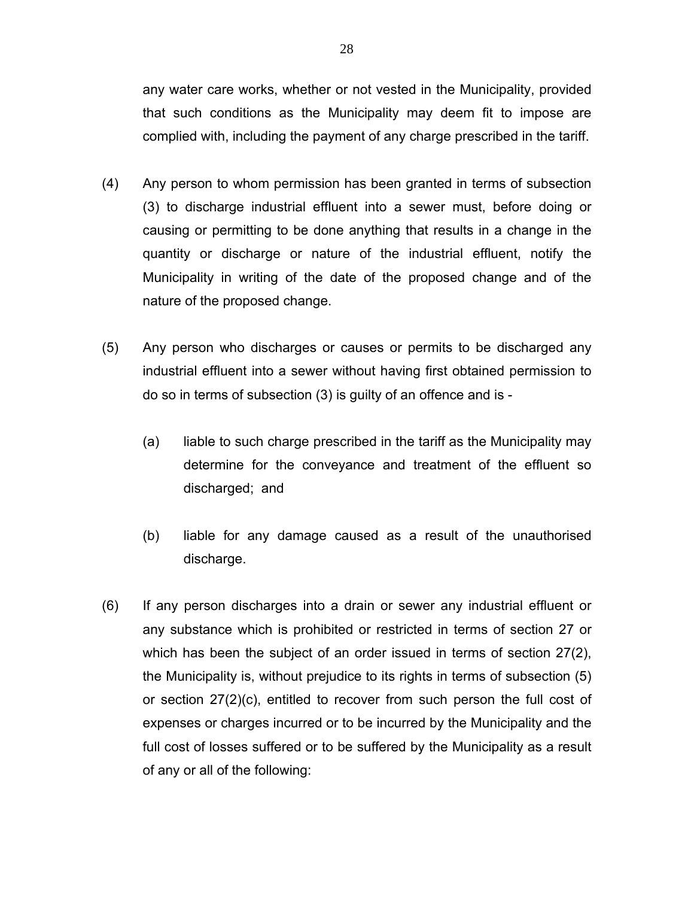any water care works, whether or not vested in the Municipality, provided that such conditions as the Municipality may deem fit to impose are complied with, including the payment of any charge prescribed in the tariff.

(4) Any person to whom permission has been granted in terms of subsection (3) to discharge industrial effluent into a sewer must, before doing or causing or permitting to be done anything that results in a change in the quantity or discharge or nature of the industrial effluent, notify the Municipality in writing of the date of the proposed change and of the nature of the proposed change.

(5) Any person who discharges or causes or permits to be discharged any industrial effluent into a sewer without having first obtained permission to do so in terms of subsection (3) is guilty of an offence and is -

(a) liable to such charge prescribed in the tariff as the Municipality may determine for the conveyance and treatment of the effluent so discharged; and

(b) liable for any damage caused as a result of the unauthorised discharge.

(6) If any person discharges into a drain or sewer any industrial effluent or any substance which is prohibited or restricted in terms of section 27 or which has been the subject of an order issued in terms of section 27(2), the Municipality is, without prejudice to its rights in terms of subsection (5) or section 27(2)(c), entitled to recover from such person the full cost of expenses or charges incurred or to be incurred by the Municipality and the full cost of losses suffered or to be suffered by the Municipality as a result of any or all of the following: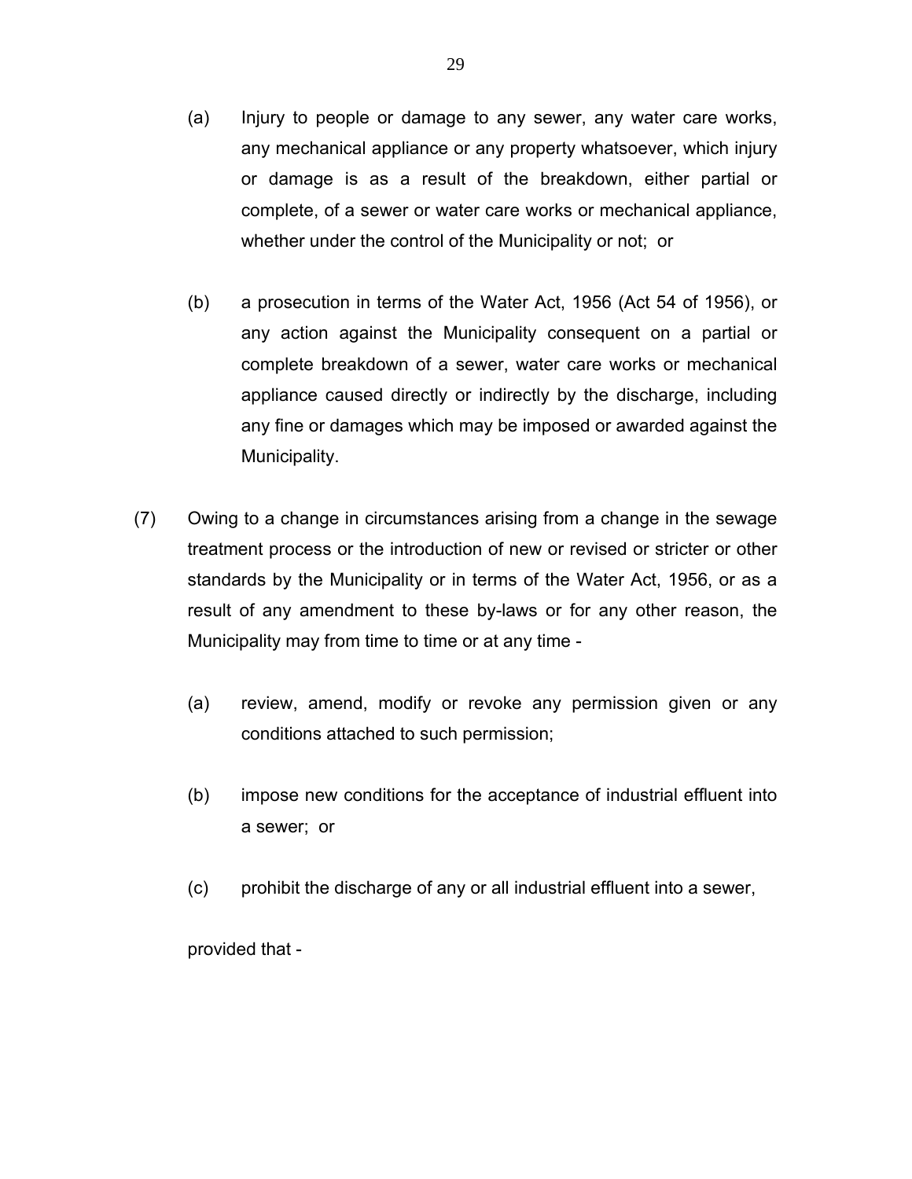(a) Injury to people or damage to any sewer, any water care works, any mechanical appliance or any property whatsoever, which injury or damage is as a result of the breakdown, either partial or complete, of a sewer or water care works or mechanical appliance, whether under the control of the Municipality or not; or

(b) a prosecution in terms of the Water Act, 1956 (Act 54 of 1956), or any action against the Municipality consequent on a partial or complete breakdown of a sewer, water care works or mechanical appliance caused directly or indirectly by the discharge, including any fine or damages which may be imposed or awarded against the Municipality.

(7) Owing to a change in circumstances arising from a change in the sewage treatment process or the introduction of new or revised or stricter or other standards by the Municipality or in terms of the Water Act, 1956, or as a result of any amendment to these by-laws or for any other reason, the Municipality may from time to time or at any time -

(a) review, amend, modify or revoke any permission given or any conditions attached to such permission;

(b) impose new conditions for the acceptance of industrial effluent into a sewer; or

(c) prohibit the discharge of any or all industrial effluent into a sewer,

provided that -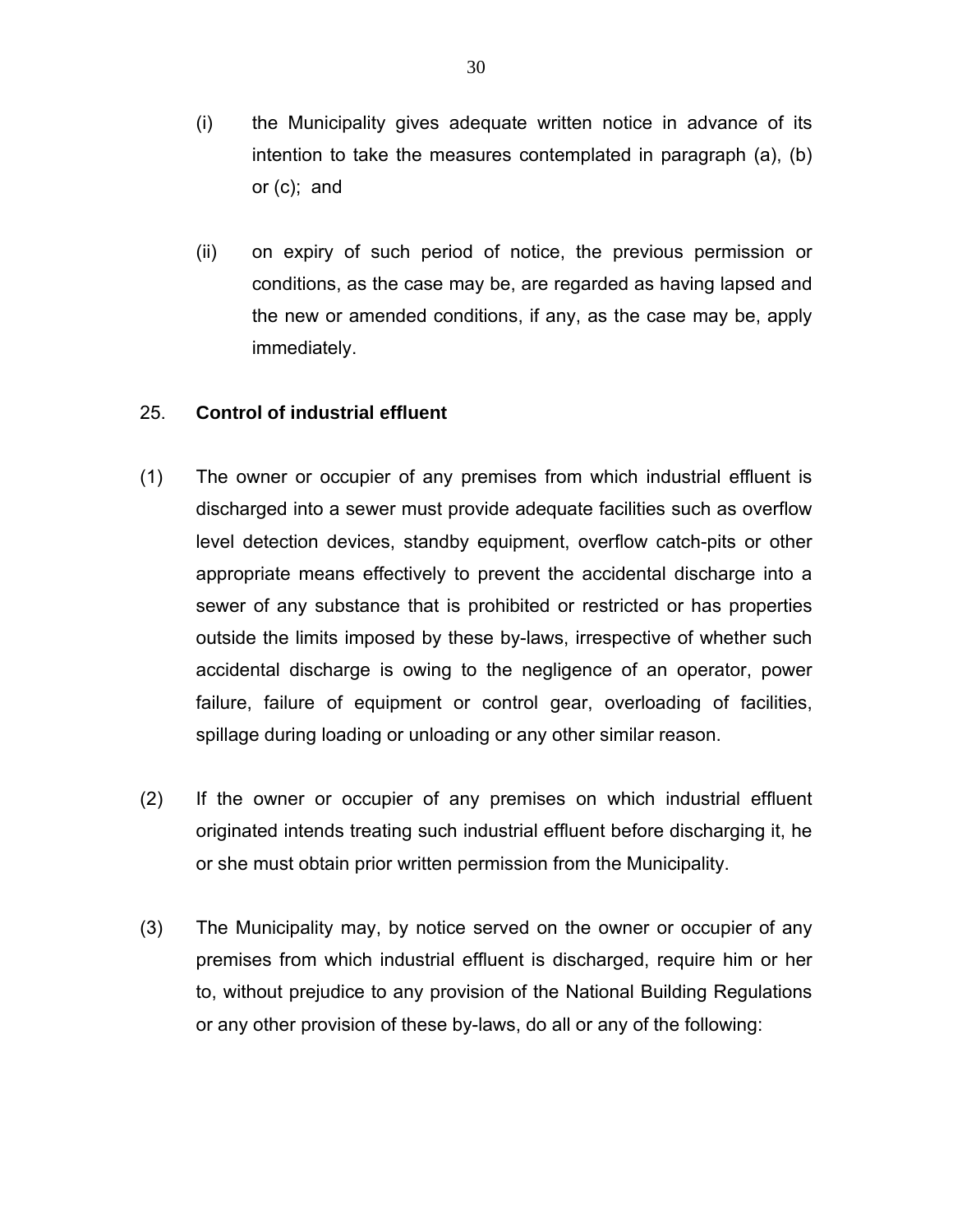(i) the Municipality gives adequate written notice in advance of its intention to take the measures contemplated in paragraph (a), (b) or (c); and

(ii) on expiry of such period of notice, the previous permission or conditions, as the case may be, are regarded as having lapsed and the new or amended conditions, if any, as the case may be, apply immediately.

25. **Control of industrial effluent**

(1) The owner or occupier of any premises from which industrial effluent is discharged into a sewer must provide adequate facilities such as overflow level detection devices, standby equipment, overflow catch-pits or other appropriate means effectively to prevent the accidental discharge into a sewer of any substance that is prohibited or restricted or has properties outside the limits imposed by these by-laws, irrespective of whether such accidental discharge is owing to the negligence of an operator, power failure, failure of equipment or control gear, overloading of facilities, spillage during loading or unloading or any other similar reason.

(2) If the owner or occupier of any premises on which industrial effluent originated intends treating such industrial effluent before discharging it, he or she must obtain prior written permission from the Municipality.

(3) The Municipality may, by notice served on the owner or occupier of any premises from which industrial effluent is discharged, require him or her to, without prejudice to any provision of the National Building Regulations or any other provision of these by-laws, do all or any of the following: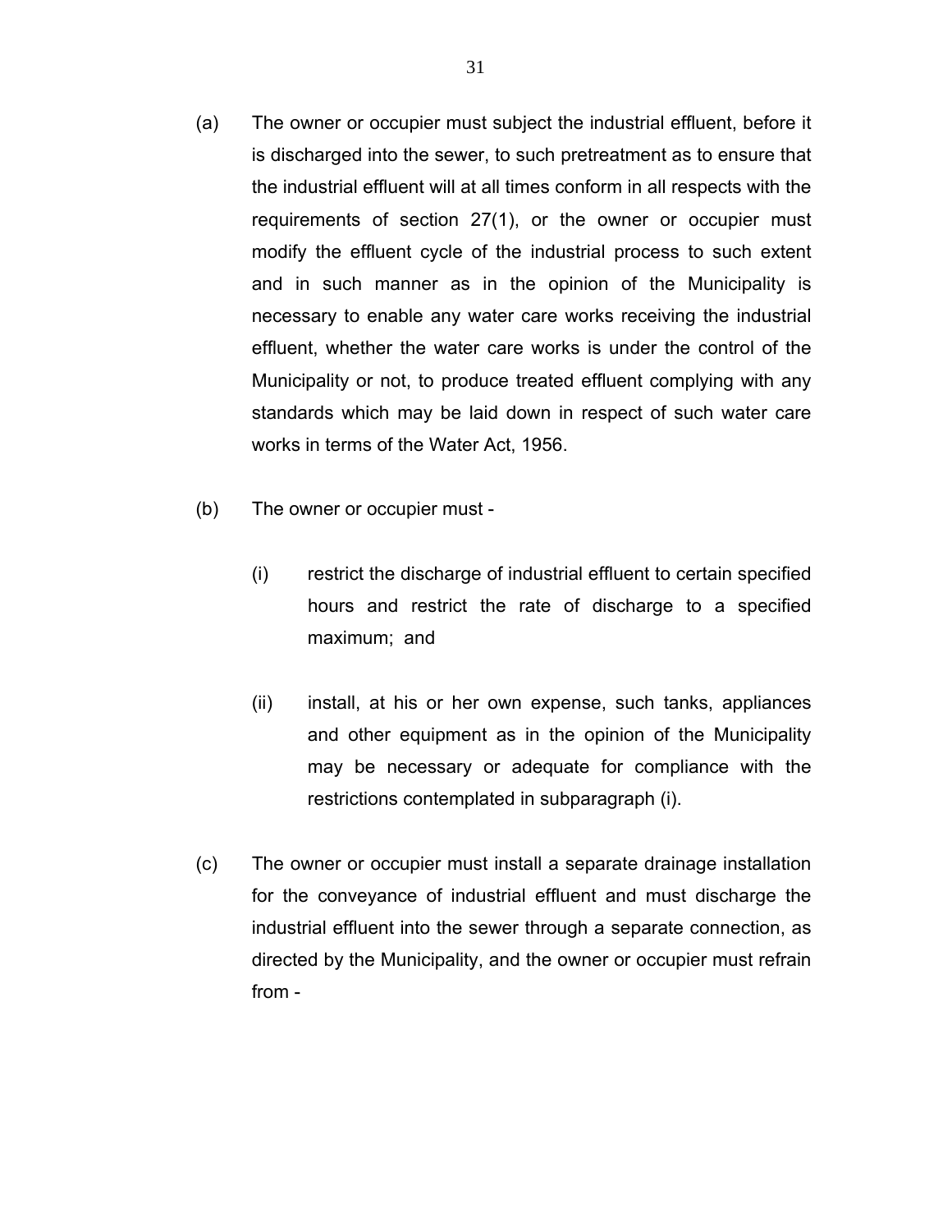(a) The owner or occupier must subject the industrial effluent, before it is discharged into the sewer, to such pretreatment as to ensure that the industrial effluent will at all times conform in all respects with the requirements of section 27(1), or the owner or occupier must modify the effluent cycle of the industrial process to such extent and in such manner as in the opinion of the Municipality is necessary to enable any water care works receiving the industrial effluent, whether the water care works is under the control of the Municipality or not, to produce treated effluent complying with any standards which may be laid down in respect of such water care works in terms of the Water Act, 1956.

(b) The owner or occupier must -

(i) restrict the discharge of industrial effluent to certain specified hours and restrict the rate of discharge to a specified maximum; and

(ii) install, at his or her own expense, such tanks, appliances and other equipment as in the opinion of the Municipality may be necessary or adequate for compliance with the restrictions contemplated in subparagraph (i).

(c) The owner or occupier must install a separate drainage installation for the conveyance of industrial effluent and must discharge the industrial effluent into the sewer through a separate connection, as directed by the Municipality, and the owner or occupier must refrain from -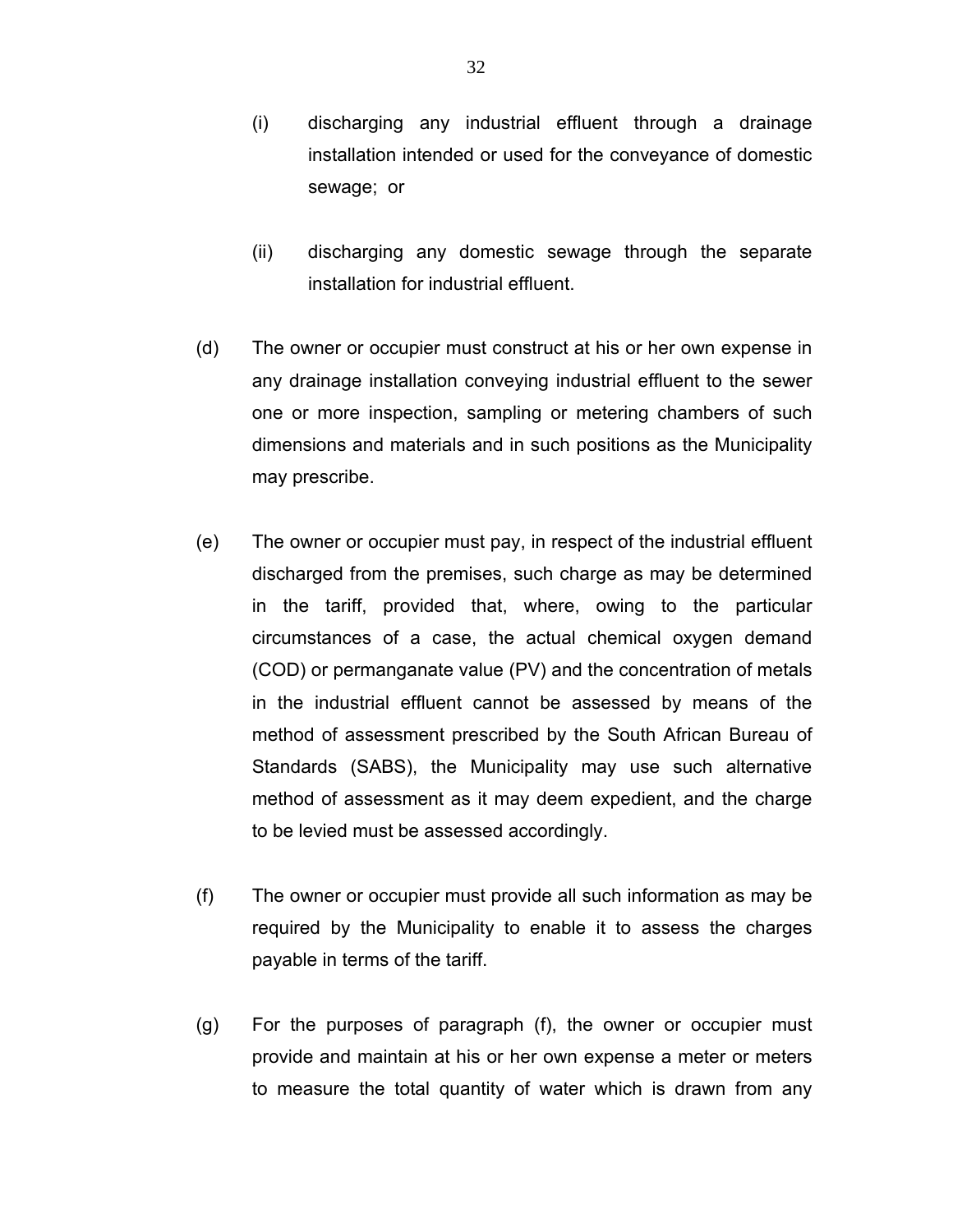(i) discharging any industrial effluent through a drainage installation intended or used for the conveyance of domestic sewage; or

(ii) discharging any domestic sewage through the separate installation for industrial effluent.

(d) The owner or occupier must construct at his or her own expense in any drainage installation conveying industrial effluent to the sewer one or more inspection, sampling or metering chambers of such dimensions and materials and in such positions as the Municipality may prescribe.

(e) The owner or occupier must pay, in respect of the industrial effluent discharged from the premises, such charge as may be determined in the tariff, provided that, where, owing to the particular circumstances of a case, the actual chemical oxygen demand (COD) or permanganate value (PV) and the concentration of metals in the industrial effluent cannot be assessed by means of the method of assessment prescribed by the South African Bureau of Standards (SABS), the Municipality may use such alternative method of assessment as it may deem expedient, and the charge to be levied must be assessed accordingly.

(f) The owner or occupier must provide all such information as may be required by the Municipality to enable it to assess the charges payable in terms of the tariff.

(g) For the purposes of paragraph (f), the owner or occupier must provide and maintain at his or her own expense a meter or meters to measure the total quantity of water which is drawn from any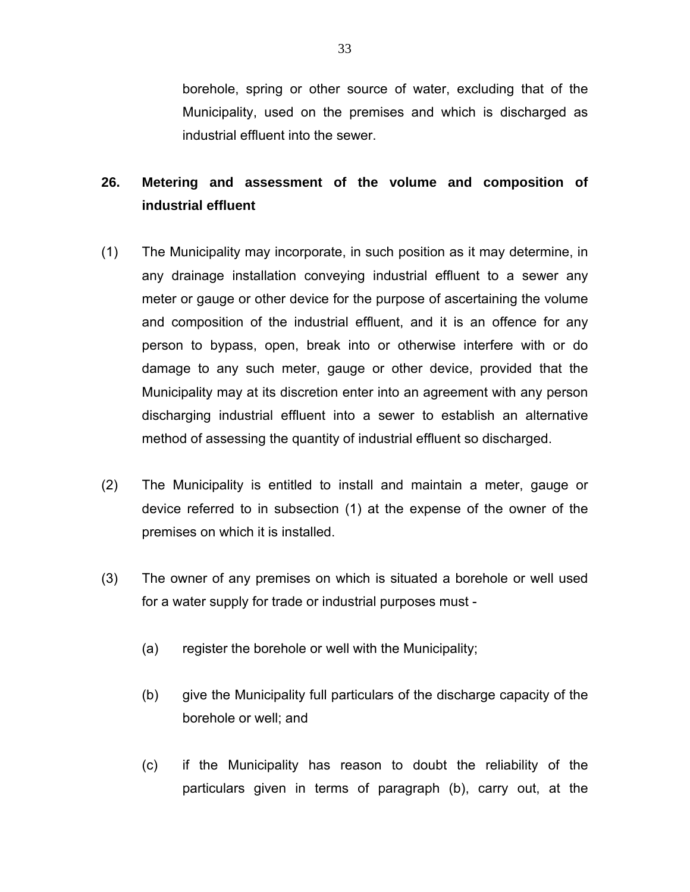borehole, spring or other source of water, excluding that of the Municipality, used on the premises and which is discharged as industrial effluent into the sewer.

## 26. Metering and assessment of the volume and composition of industrial effluent

(1) The Municipality may incorporate, in such position as it may determine, in any drainage installation conveying industrial effluent to a sewer any meter or gauge or other device for the purpose of ascertaining the volume and composition of the industrial effluent, and it is an offence for any person to bypass, open, break into or otherwise interfere with or do damage to any such meter, gauge or other device, provided that the Municipality may at its discretion enter into an agreement with any person discharging industrial effluent into a sewer to establish an alternative method of assessing the quantity of industrial effluent so discharged.

(2) The Municipality is entitled to install and maintain a meter, gauge or device referred to in subsection (1) at the expense of the owner of the premises on which it is installed.

(3) The owner of any premises on which is situated a borehole or well used for a water supply for trade or industrial purposes must -

(a) register the borehole or well with the Municipality;

(b) give the Municipality full particulars of the discharge capacity of the borehole or well; and

(c) if the Municipality has reason to doubt the reliability of the particulars given in terms of paragraph (b), carry out, at the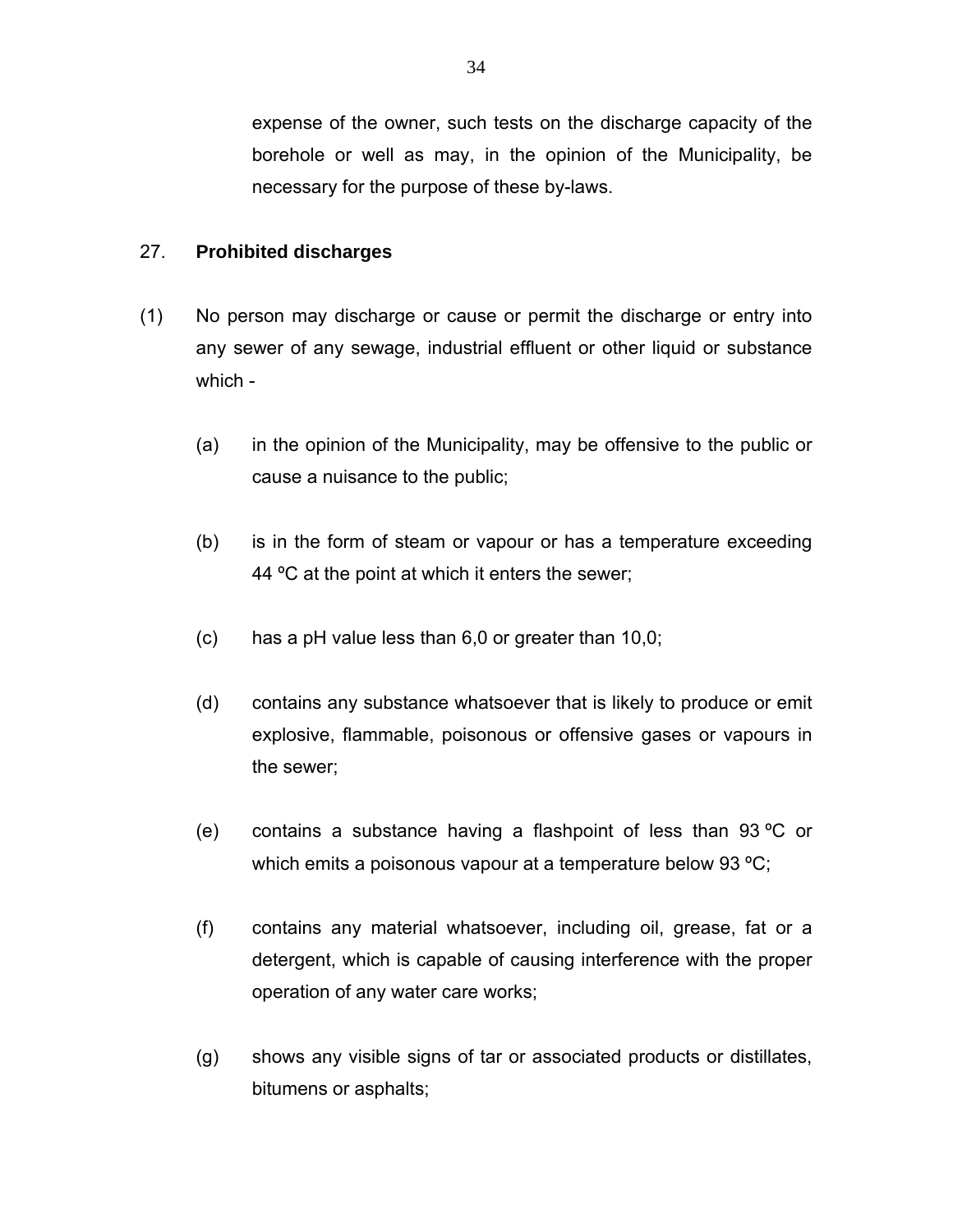expense of the owner, such tests on the discharge capacity of the borehole or well as may, in the opinion of the Municipality, be necessary for the purpose of these by-laws.

## 27. **Prohibited discharges**

(1) No person may discharge or cause or permit the discharge or entry into any sewer of any sewage, industrial effluent or other liquid or substance which -

(a) in the opinion of the Municipality, may be offensive to the public or cause a nuisance to the public;

(b) is in the form of steam or vapour or has a temperature exceeding 44 ºC at the point at which it enters the sewer;

(c) has a pH value less than 6,0 or greater than 10,0;

(d) contains any substance whatsoever that is likely to produce or emit explosive, flammable, poisonous or offensive gases or vapours in the sewer;

(e) contains a substance having a flashpoint of less than 93 ºC or which emits a poisonous vapour at a temperature below 93 ºC;

(f) contains any material whatsoever, including oil, grease, fat or a detergent, which is capable of causing interference with the proper operation of any water care works;

(g) shows any visible signs of tar or associated products or distillates, bitumens or asphalts;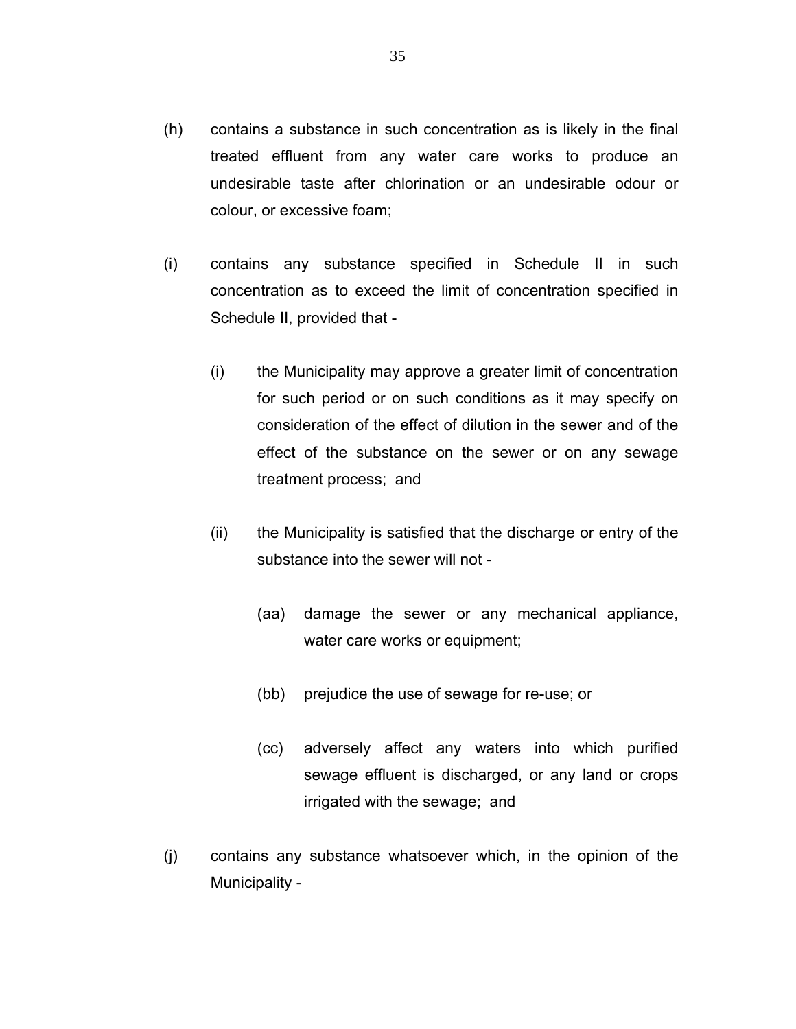(h) contains a substance in such concentration as is likely in the final treated effluent from any water care works to produce an undesirable taste after chlorination or an undesirable odour or colour, or excessive foam;

(i) contains any substance specified in Schedule II in such concentration as to exceed the limit of concentration specified in Schedule II, provided that -

  (i) the Municipality may approve a greater limit of concentration for such period or on such conditions as it may specify on consideration of the effect of dilution in the sewer and of the effect of the substance on the sewer or on any sewage treatment process; and

  (ii) the Municipality is satisfied that the discharge or entry of the substance into the sewer will not -

    (aa) damage the sewer or any mechanical appliance, water care works or equipment;

    (bb) prejudice the use of sewage for re-use; or

    (cc) adversely affect any waters into which purified sewage effluent is discharged, or any land or crops irrigated with the sewage; and

(j) contains any substance whatsoever which, in the opinion of the Municipality -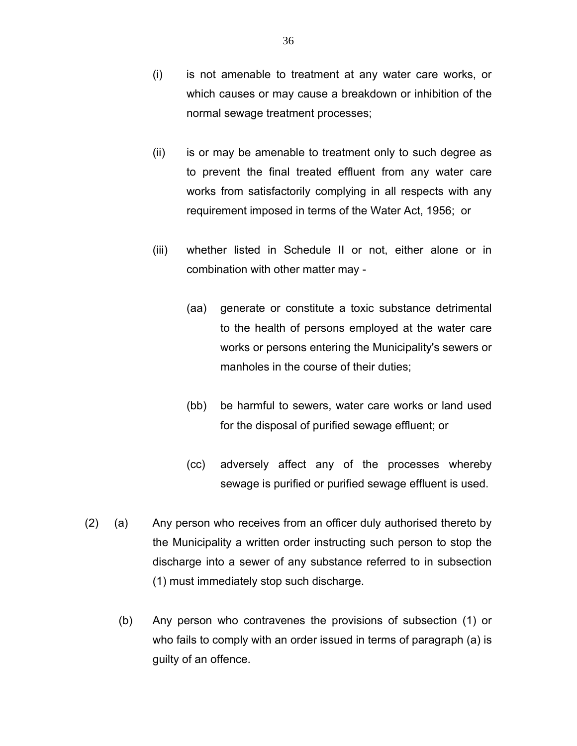(i) is not amenable to treatment at any water care works, or which causes or may cause a breakdown or inhibition of the normal sewage treatment processes;

(ii) is or may be amenable to treatment only to such degree as to prevent the final treated effluent from any water care works from satisfactorily complying in all respects with any requirement imposed in terms of the Water Act, 1956; or

(iii) whether listed in Schedule II or not, either alone or in combination with other matter may -

(aa) generate or constitute a toxic substance detrimental to the health of persons employed at the water care works or persons entering the Municipality's sewers or manholes in the course of their duties;

(bb) be harmful to sewers, water care works or land used for the disposal of purified sewage effluent; or

(cc) adversely affect any of the processes whereby sewage is purified or purified sewage effluent is used.

(2) (a) Any person who receives from an officer duly authorised thereto by the Municipality a written order instructing such person to stop the discharge into a sewer of any substance referred to in subsection (1) must immediately stop such discharge.

(b) Any person who contravenes the provisions of subsection (1) or who fails to comply with an order issued in terms of paragraph (a) is guilty of an offence.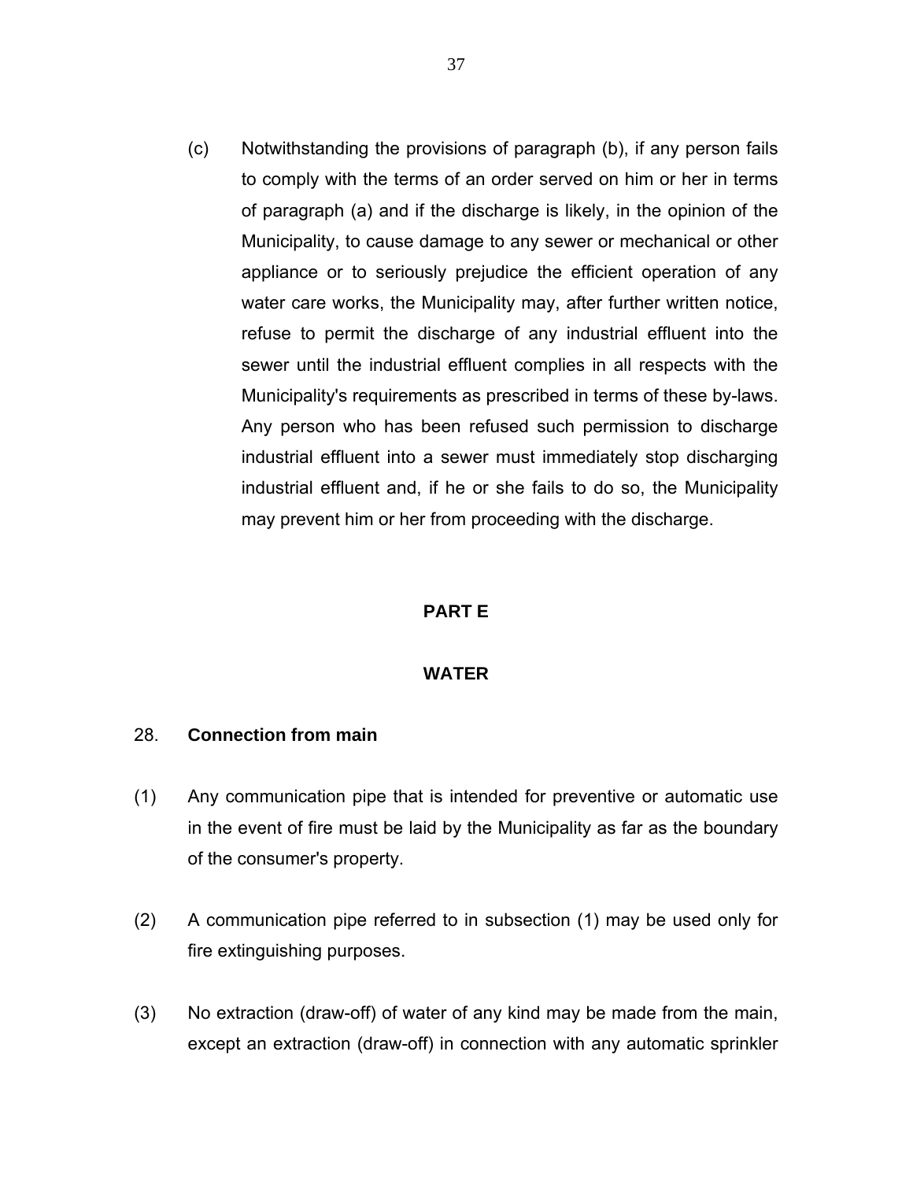(c) Notwithstanding the provisions of paragraph (b), if any person fails to comply with the terms of an order served on him or her in terms of paragraph (a) and if the discharge is likely, in the opinion of the Municipality, to cause damage to any sewer or mechanical or other appliance or to seriously prejudice the efficient operation of any water care works, the Municipality may, after further written notice, refuse to permit the discharge of any industrial effluent into the sewer until the industrial effluent complies in all respects with the Municipality's requirements as prescribed in terms of these by-laws. Any person who has been refused such permission to discharge industrial effluent into a sewer must immediately stop discharging industrial effluent and, if he or she fails to do so, the Municipality may prevent him or her from proceeding with the discharge.

## PART E

## WATER

### 28. Connection from main

(1) Any communication pipe that is intended for preventive or automatic use in the event of fire must be laid by the Municipality as far as the boundary of the consumer's property.

(2) A communication pipe referred to in subsection (1) may be used only for fire extinguishing purposes.

(3) No extraction (draw-off) of water of any kind may be made from the main, except an extraction (draw-off) in connection with any automatic sprinkler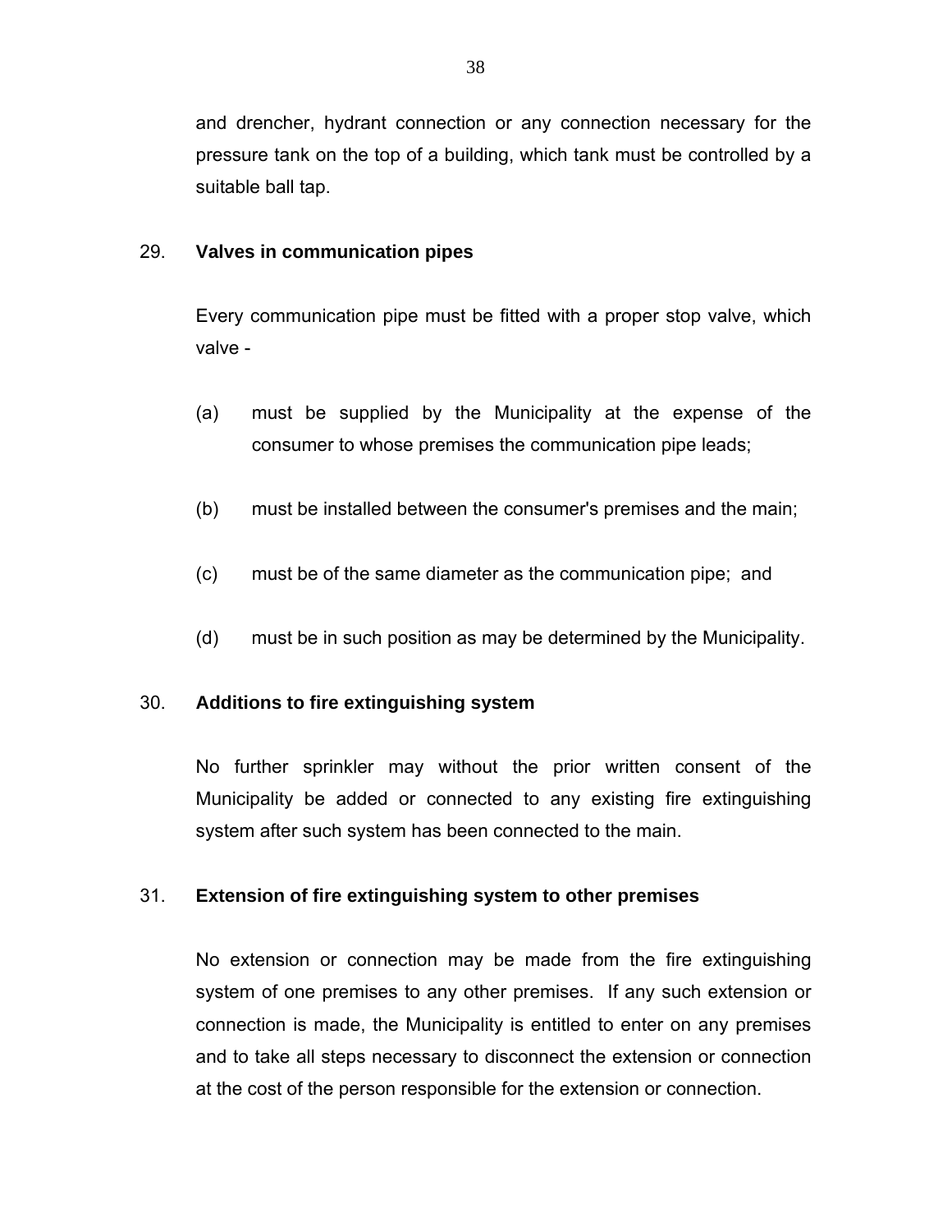and drencher, hydrant connection or any connection necessary for the pressure tank on the top of a building, which tank must be controlled by a suitable ball tap.

29. **Valves in communication pipes**

Every communication pipe must be fitted with a proper stop valve, which valve -

(a) must be supplied by the Municipality at the expense of the consumer to whose premises the communication pipe leads;

(b) must be installed between the consumer's premises and the main;

(c) must be of the same diameter as the communication pipe; and

(d) must be in such position as may be determined by the Municipality.

30. **Additions to fire extinguishing system**

No further sprinkler may without the prior written consent of the Municipality be added or connected to any existing fire extinguishing system after such system has been connected to the main.

31. **Extension of fire extinguishing system to other premises**

No extension or connection may be made from the fire extinguishing system of one premises to any other premises. If any such extension or connection is made, the Municipality is entitled to enter on any premises and to take all steps necessary to disconnect the extension or connection at the cost of the person responsible for the extension or connection.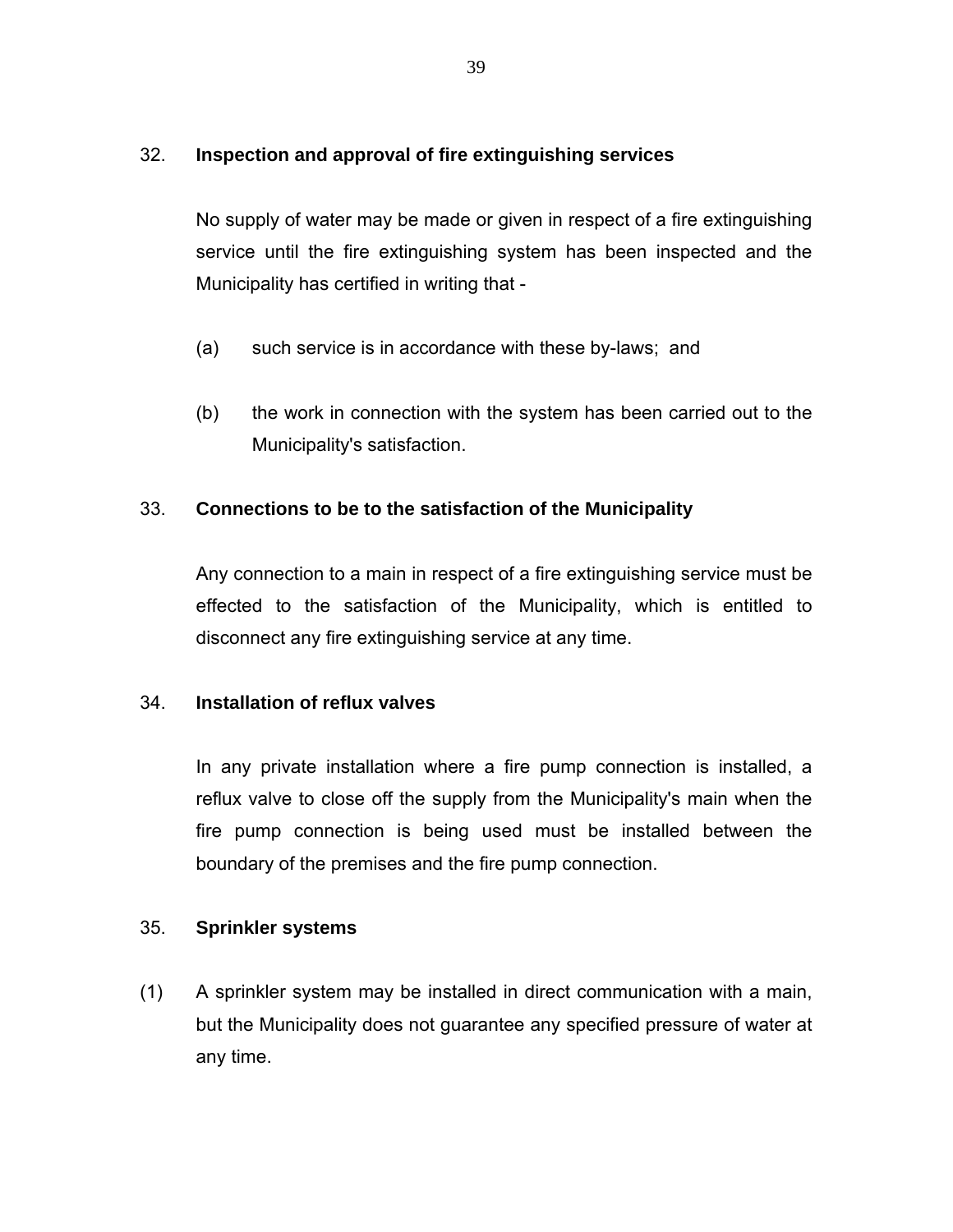### 32. Inspection and approval of fire extinguishing services

No supply of water may be made or given in respect of a fire extinguishing service until the fire extinguishing system has been inspected and the Municipality has certified in writing that -

(a) such service is in accordance with these by-laws; and

(b) the work in connection with the system has been carried out to the Municipality's satisfaction.

### 33. Connections to be to the satisfaction of the Municipality

Any connection to a main in respect of a fire extinguishing service must be effected to the satisfaction of the Municipality, which is entitled to disconnect any fire extinguishing service at any time.

### 34. Installation of reflux valves

In any private installation where a fire pump connection is installed, a reflux valve to close off the supply from the Municipality's main when the fire pump connection is being used must be installed between the boundary of the premises and the fire pump connection.

### 35. Sprinkler systems

(1) A sprinkler system may be installed in direct communication with a main, but the Municipality does not guarantee any specified pressure of water at any time.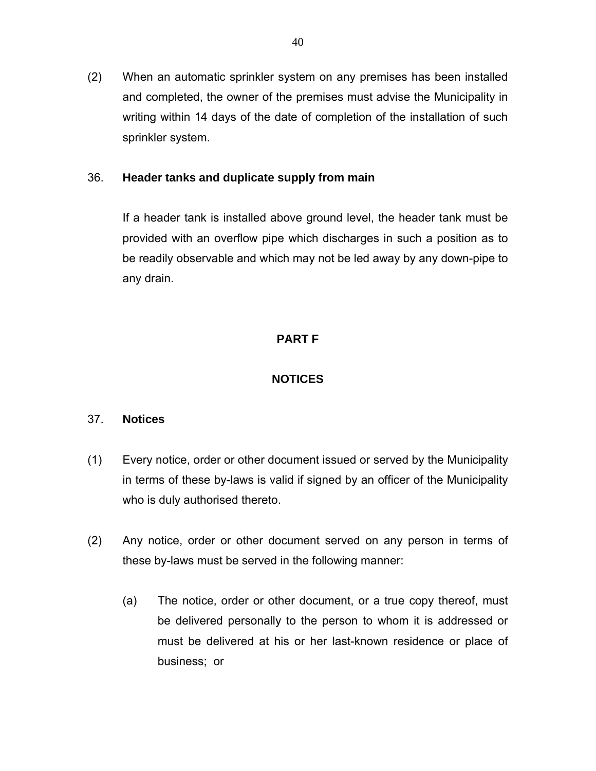(2) When an automatic sprinkler system on any premises has been installed and completed, the owner of the premises must advise the Municipality in writing within 14 days of the date of completion of the installation of such sprinkler system.

36. **Header tanks and duplicate supply from main**

If a header tank is installed above ground level, the header tank must be provided with an overflow pipe which discharges in such a position as to be readily observable and which may not be led away by any down-pipe to any drain.

## PART F

## NOTICES

37. **Notices**

(1) Every notice, order or other document issued or served by the Municipality in terms of these by-laws is valid if signed by an officer of the Municipality who is duly authorised thereto.

(2) Any notice, order or other document served on any person in terms of these by-laws must be served in the following manner:

(a) The notice, order or other document, or a true copy thereof, must be delivered personally to the person to whom it is addressed or must be delivered at his or her last-known residence or place of business; or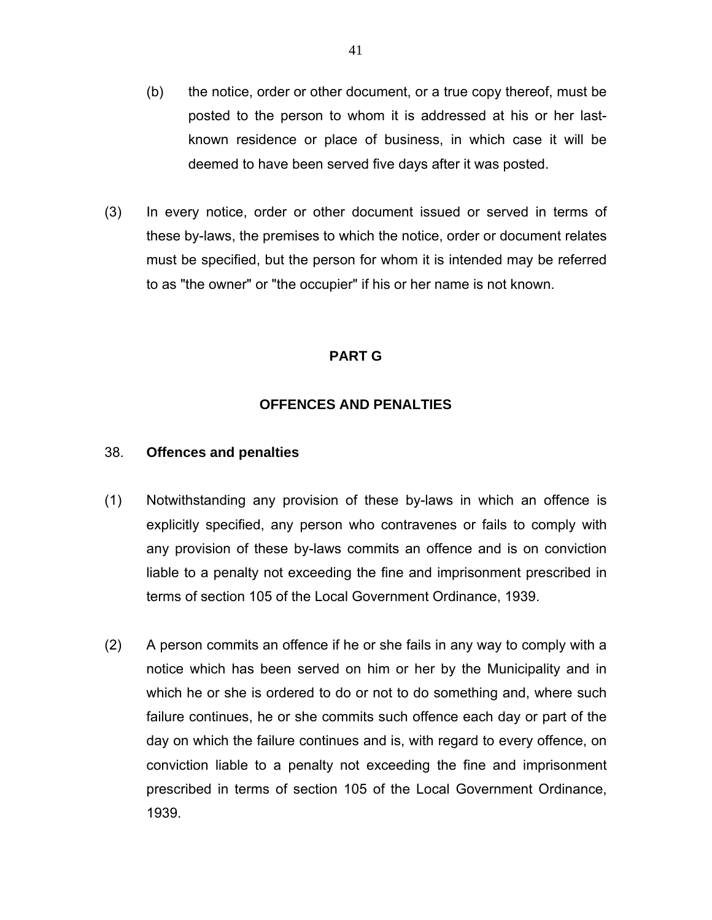(b) the notice, order or other document, or a true copy thereof, must be posted to the person to whom it is addressed at his or her last-known residence or place of business, in which case it will be deemed to have been served five days after it was posted.

(3) In every notice, order or other document issued or served in terms of these by-laws, the premises to which the notice, order or document relates must be specified, but the person for whom it is intended may be referred to as "the owner" or "the occupier" if his or her name is not known.

## PART G

## OFFENCES AND PENALTIES

### 38. Offences and penalties

(1) Notwithstanding any provision of these by-laws in which an offence is explicitly specified, any person who contravenes or fails to comply with any provision of these by-laws commits an offence and is on conviction liable to a penalty not exceeding the fine and imprisonment prescribed in terms of section 105 of the Local Government Ordinance, 1939.

(2) A person commits an offence if he or she fails in any way to comply with a notice which has been served on him or her by the Municipality and in which he or she is ordered to do or not to do something and, where such failure continues, he or she commits such offence each day or part of the day on which the failure continues and is, with regard to every offence, on conviction liable to a penalty not exceeding the fine and imprisonment prescribed in terms of section 105 of the Local Government Ordinance, 1939.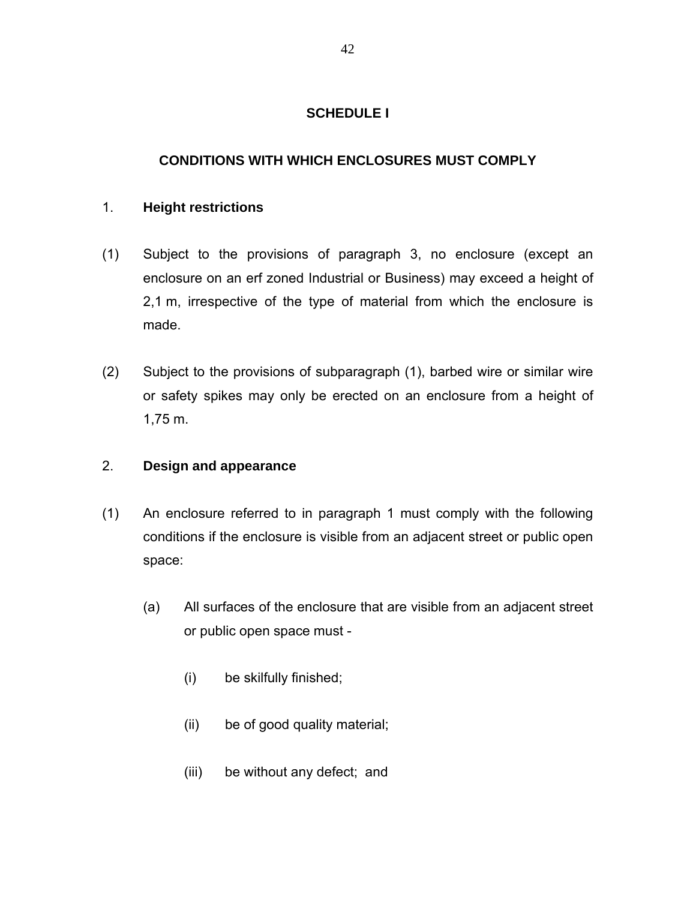## SCHEDULE I

## CONDITIONS WITH WHICH ENCLOSURES MUST COMPLY

1. **Height restrictions**

(1) Subject to the provisions of paragraph 3, no enclosure (except an enclosure on an erf zoned Industrial or Business) may exceed a height of 2,1 m, irrespective of the type of material from which the enclosure is made.

(2) Subject to the provisions of subparagraph (1), barbed wire or similar wire or safety spikes may only be erected on an enclosure from a height of 1,75 m.

2. **Design and appearance**

(1) An enclosure referred to in paragraph 1 must comply with the following conditions if the enclosure is visible from an adjacent street or public open space:

   (a) All surfaces of the enclosure that are visible from an adjacent street or public open space must -

      (i) be skilfully finished;

      (ii) be of good quality material;

      (iii) be without any defect; and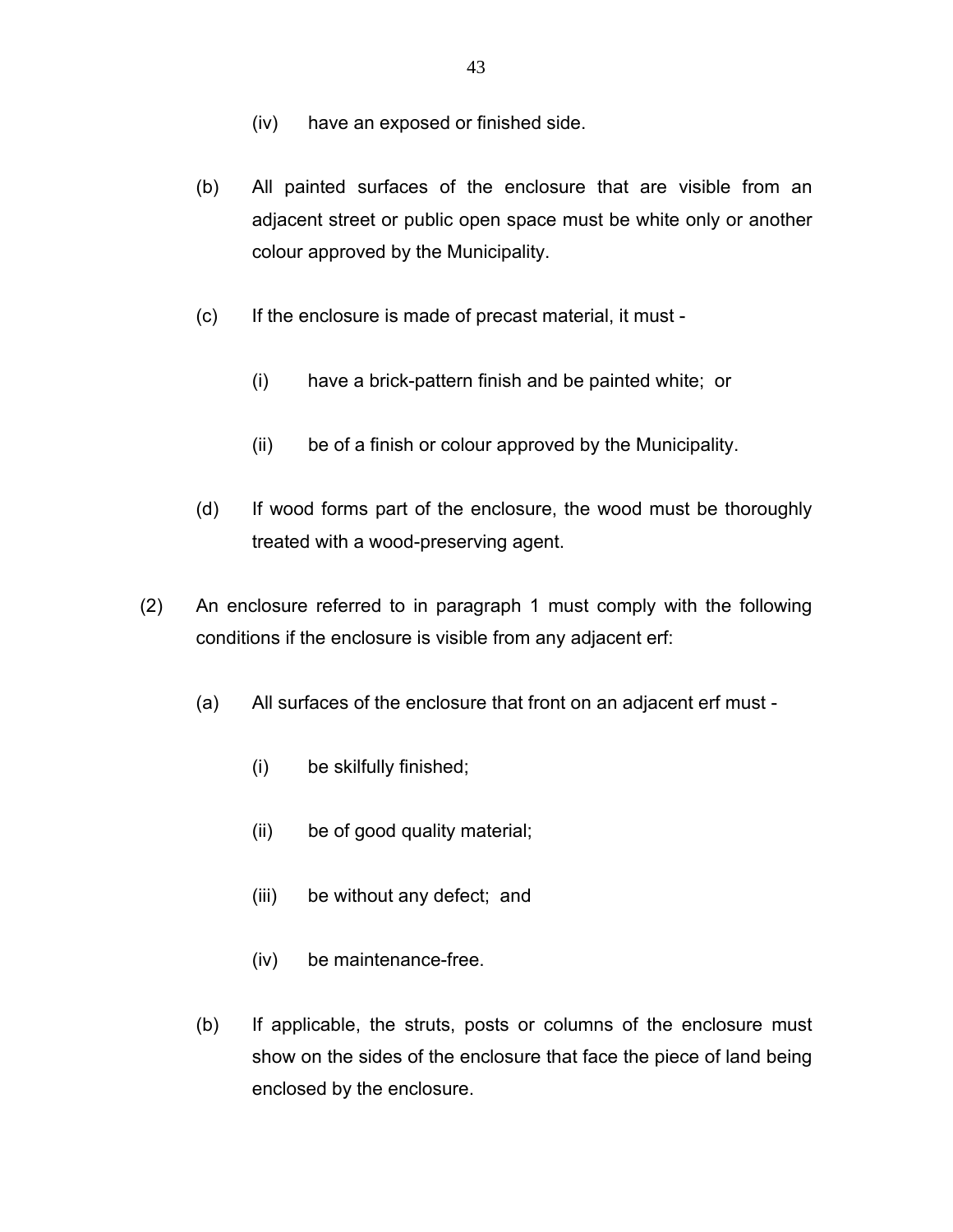(iv) have an exposed or finished side.

(b) All painted surfaces of the enclosure that are visible from an adjacent street or public open space must be white only or another colour approved by the Municipality.

(c) If the enclosure is made of precast material, it must -

(i) have a brick-pattern finish and be painted white; or

(ii) be of a finish or colour approved by the Municipality.

(d) If wood forms part of the enclosure, the wood must be thoroughly treated with a wood-preserving agent.

(2) An enclosure referred to in paragraph 1 must comply with the following conditions if the enclosure is visible from any adjacent erf:

(a) All surfaces of the enclosure that front on an adjacent erf must -

(i) be skilfully finished;

(ii) be of good quality material;

(iii) be without any defect; and

(iv) be maintenance-free.

(b) If applicable, the struts, posts or columns of the enclosure must show on the sides of the enclosure that face the piece of land being enclosed by the enclosure.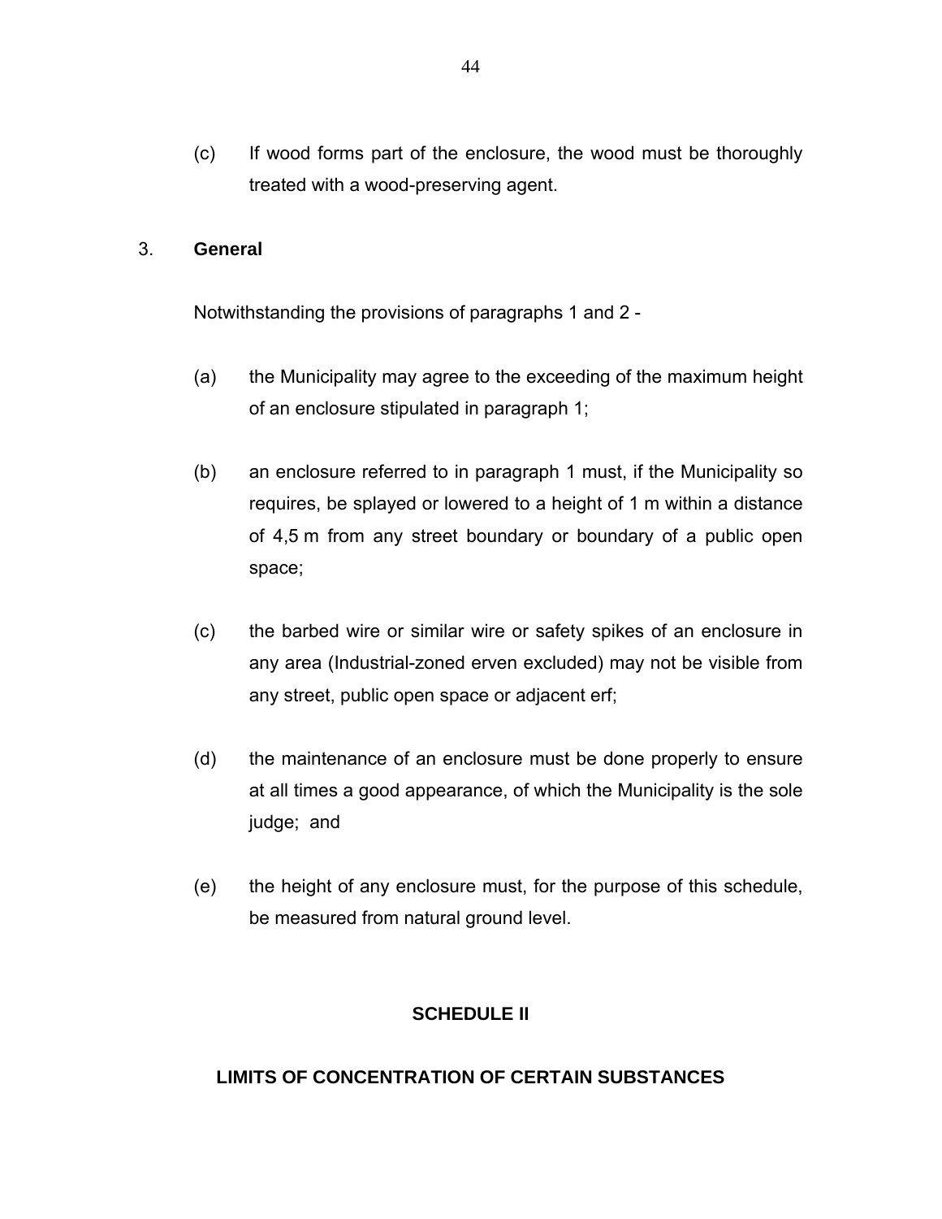(c) If wood forms part of the enclosure, the wood must be thoroughly treated with a wood-preserving agent.

3. **General**

Notwithstanding the provisions of paragraphs 1 and 2 -

(a) the Municipality may agree to the exceeding of the maximum height of an enclosure stipulated in paragraph 1;

(b) an enclosure referred to in paragraph 1 must, if the Municipality so requires, be splayed or lowered to a height of 1 m within a distance of 4,5 m from any street boundary or boundary of a public open space;

(c) the barbed wire or similar wire or safety spikes of an enclosure in any area (Industrial-zoned erven excluded) may not be visible from any street, public open space or adjacent erf;

(d) the maintenance of an enclosure must be done properly to ensure at all times a good appearance, of which the Municipality is the sole judge; and

(e) the height of any enclosure must, for the purpose of this schedule, be measured from natural ground level.

## SCHEDULE II

## LIMITS OF CONCENTRATION OF CERTAIN SUBSTANCES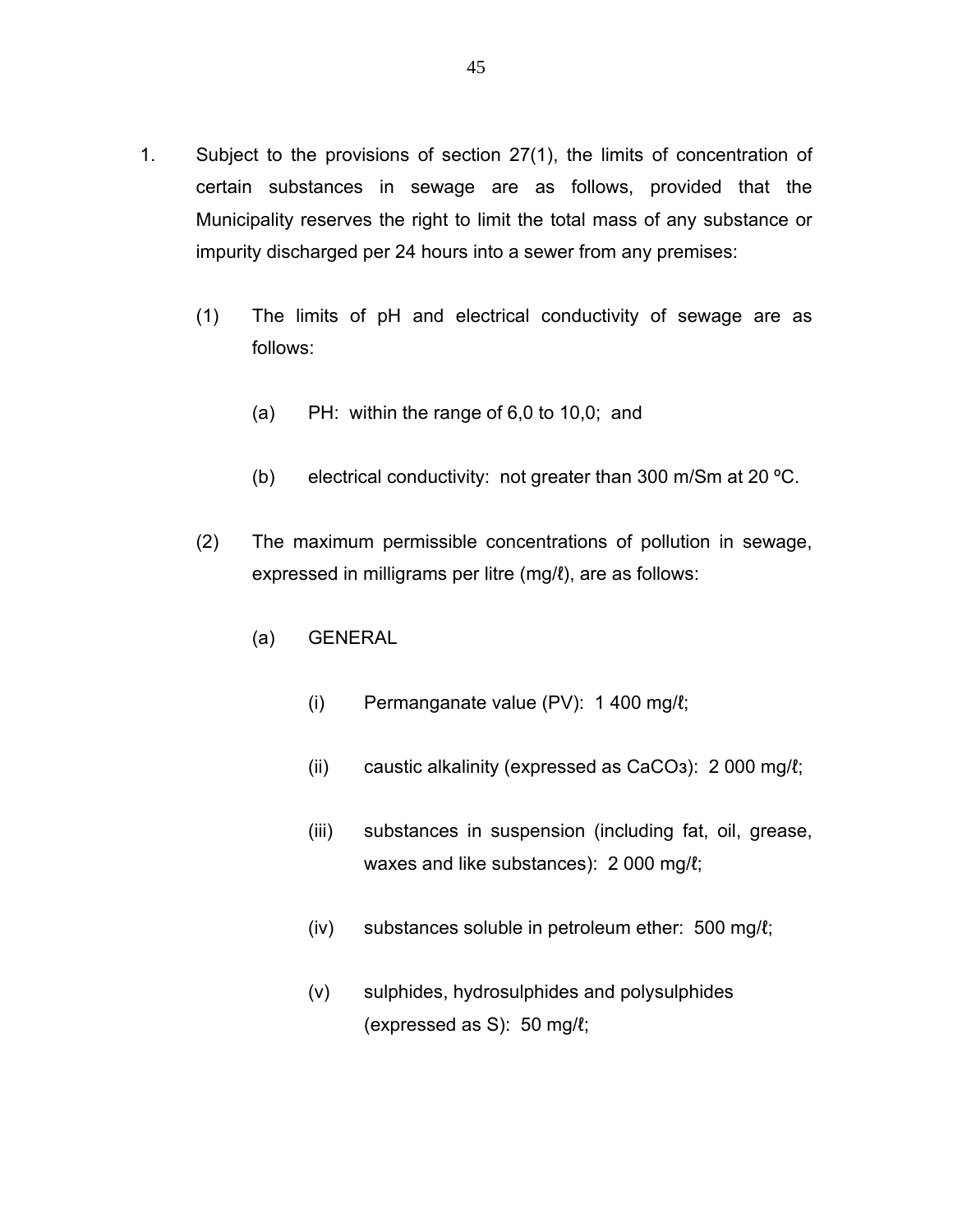1. Subject to the provisions of section 27(1), the limits of concentration of certain substances in sewage are as follows, provided that the Municipality reserves the right to limit the total mass of any substance or impurity discharged per 24 hours into a sewer from any premises:

   (1) The limits of pH and electrical conductivity of sewage are as follows:

      (a) PH: within the range of 6,0 to 10,0; and

      (b) electrical conductivity: not greater than 300 m/Sm at 20 ºC.

   (2) The maximum permissible concentrations of pollution in sewage, expressed in milligrams per litre (mg/ℓ), are as follows:

      (a) GENERAL

         (i) Permanganate value (PV): 1 400 mg/ℓ;

         (ii) caustic alkalinity (expressed as $CaCO_3$): 2 000 mg/ℓ;

         (iii) substances in suspension (including fat, oil, grease, waxes and like substances): 2 000 mg/ℓ;

         (iv) substances soluble in petroleum ether: 500 mg/ℓ;

         (v) sulphides, hydrosulphides and polysulphides (expressed as S): 50 mg/ℓ;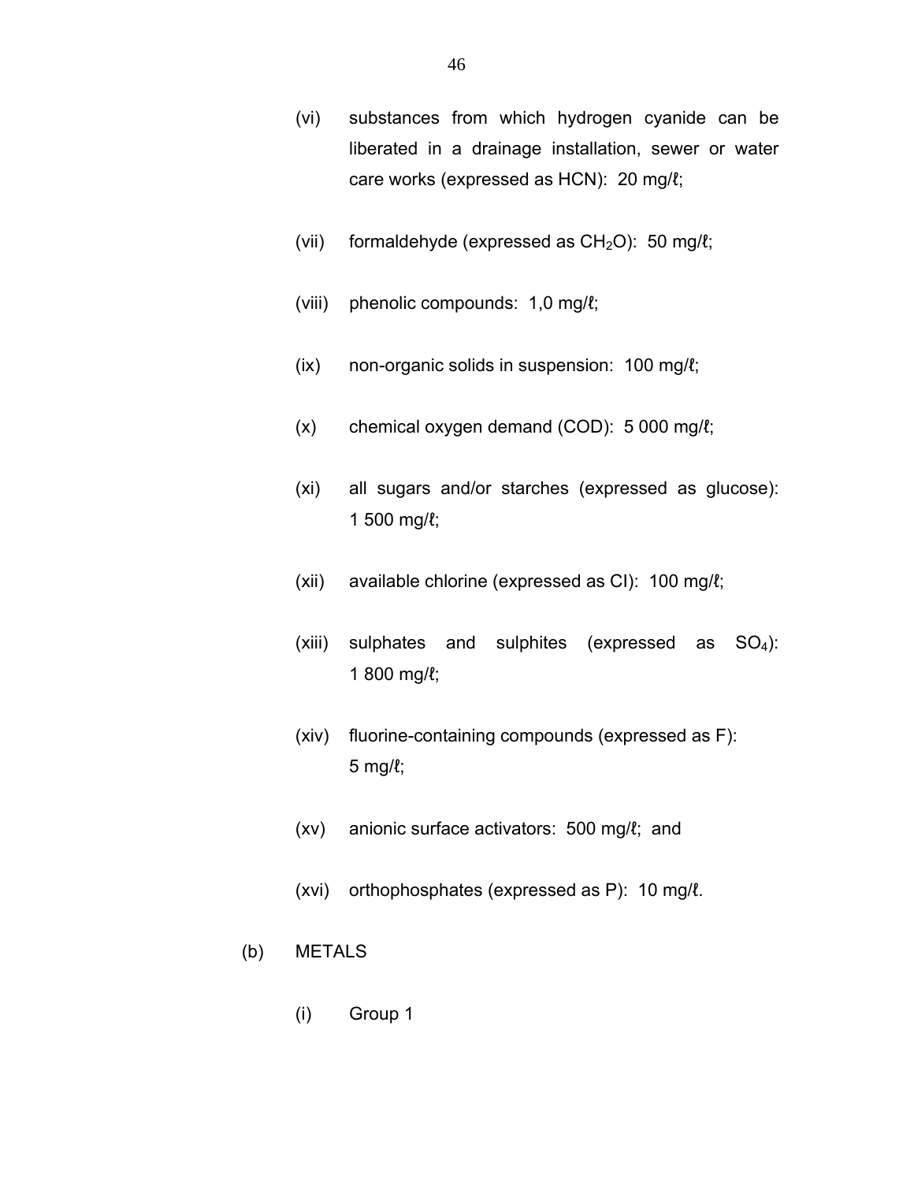(vi) substances from which hydrogen cyanide can be liberated in a drainage installation, sewer or water care works (expressed as HCN): 20 mg/ℓ;

(vii) formaldehyde (expressed as $CH_2O$): 50 mg/ℓ;

(viii) phenolic compounds: 1,0 mg/ℓ;

(ix) non-organic solids in suspension: 100 mg/ℓ;

(x) chemical oxygen demand (COD): 5 000 mg/ℓ;

(xi) all sugars and/or starches (expressed as glucose): 1 500 mg/ℓ;

(xii) available chlorine (expressed as Cl): 100 mg/ℓ;

(xiii) sulphates and sulphites (expressed as $SO_4$): 1 800 mg/ℓ;

(xiv) fluorine-containing compounds (expressed as F): 5 mg/ℓ;

(xv) anionic surface activators: 500 mg/ℓ; and

(xvi) orthophosphates (expressed as P): 10 mg/ℓ.

(b) METALS

(i) Group 1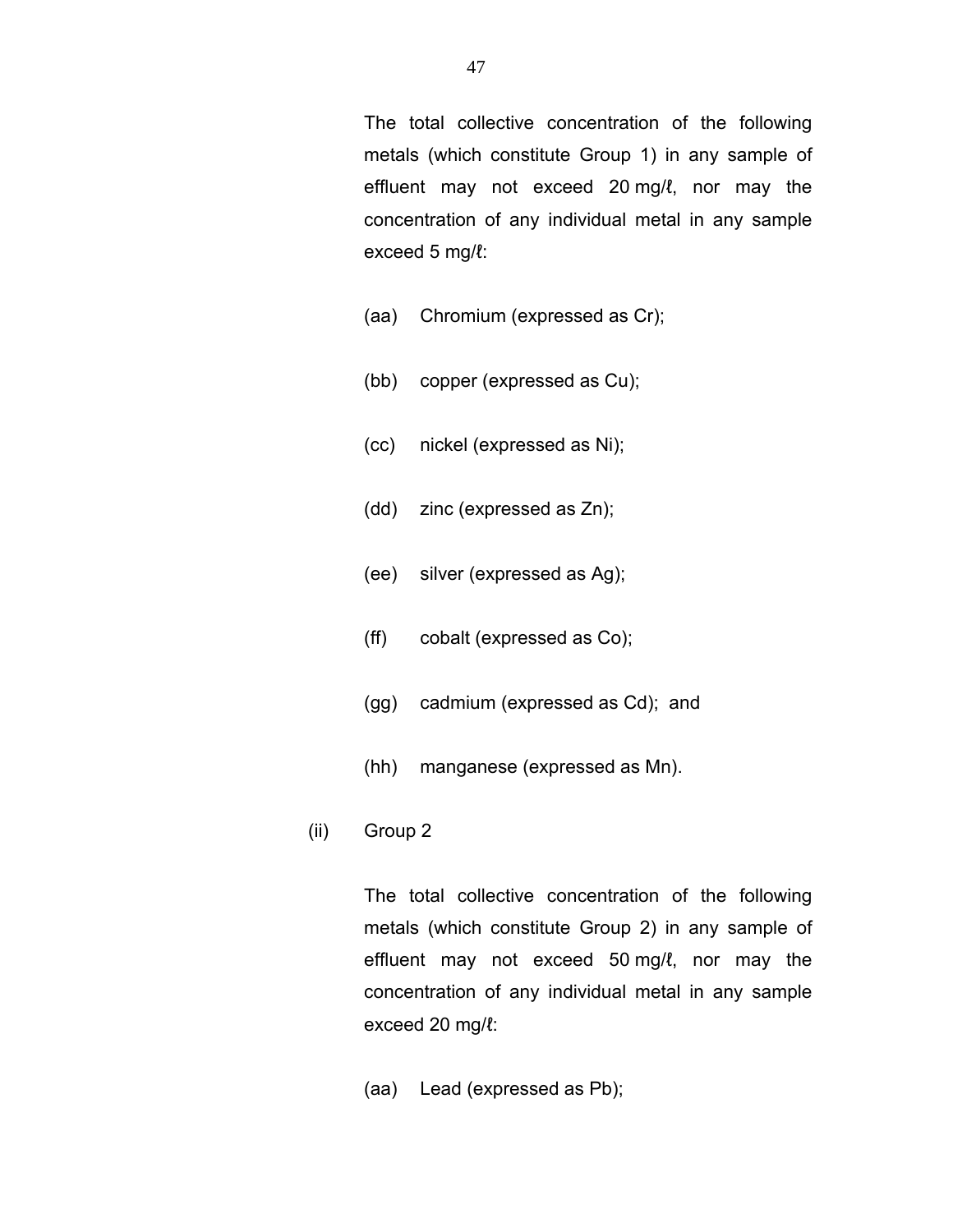The total collective concentration of the following metals (which constitute Group 1) in any sample of effluent may not exceed 20 mg/ℓ, nor may the concentration of any individual metal in any sample exceed 5 mg/ℓ:

(aa) Chromium (expressed as Cr);

(bb) copper (expressed as Cu);

(cc) nickel (expressed as Ni);

(dd) zinc (expressed as Zn);

(ee) silver (expressed as Ag);

(ff) cobalt (expressed as Co);

(gg) cadmium (expressed as Cd); and

(hh) manganese (expressed as Mn).

(ii) Group 2

The total collective concentration of the following metals (which constitute Group 2) in any sample of effluent may not exceed 50 mg/ℓ, nor may the concentration of any individual metal in any sample exceed 20 mg/ℓ:

(aa) Lead (expressed as Pb);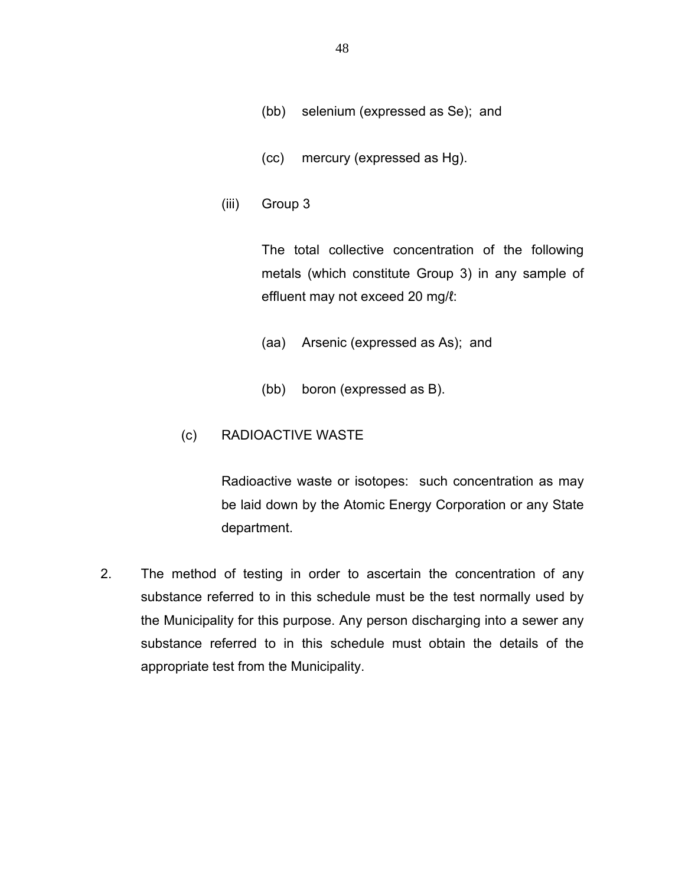(bb) selenium (expressed as Se); and

(cc) mercury (expressed as Hg).

(iii) Group 3

The total collective concentration of the following metals (which constitute Group 3) in any sample of effluent may not exceed 20 mg/ℓ:

(aa) Arsenic (expressed as As); and

(bb) boron (expressed as B).

(c) RADIOACTIVE WASTE

Radioactive waste or isotopes: such concentration as may be laid down by the Atomic Energy Corporation or any State department.

2. The method of testing in order to ascertain the concentration of any substance referred to in this schedule must be the test normally used by the Municipality for this purpose. Any person discharging into a sewer any substance referred to in this schedule must obtain the details of the appropriate test from the Municipality.